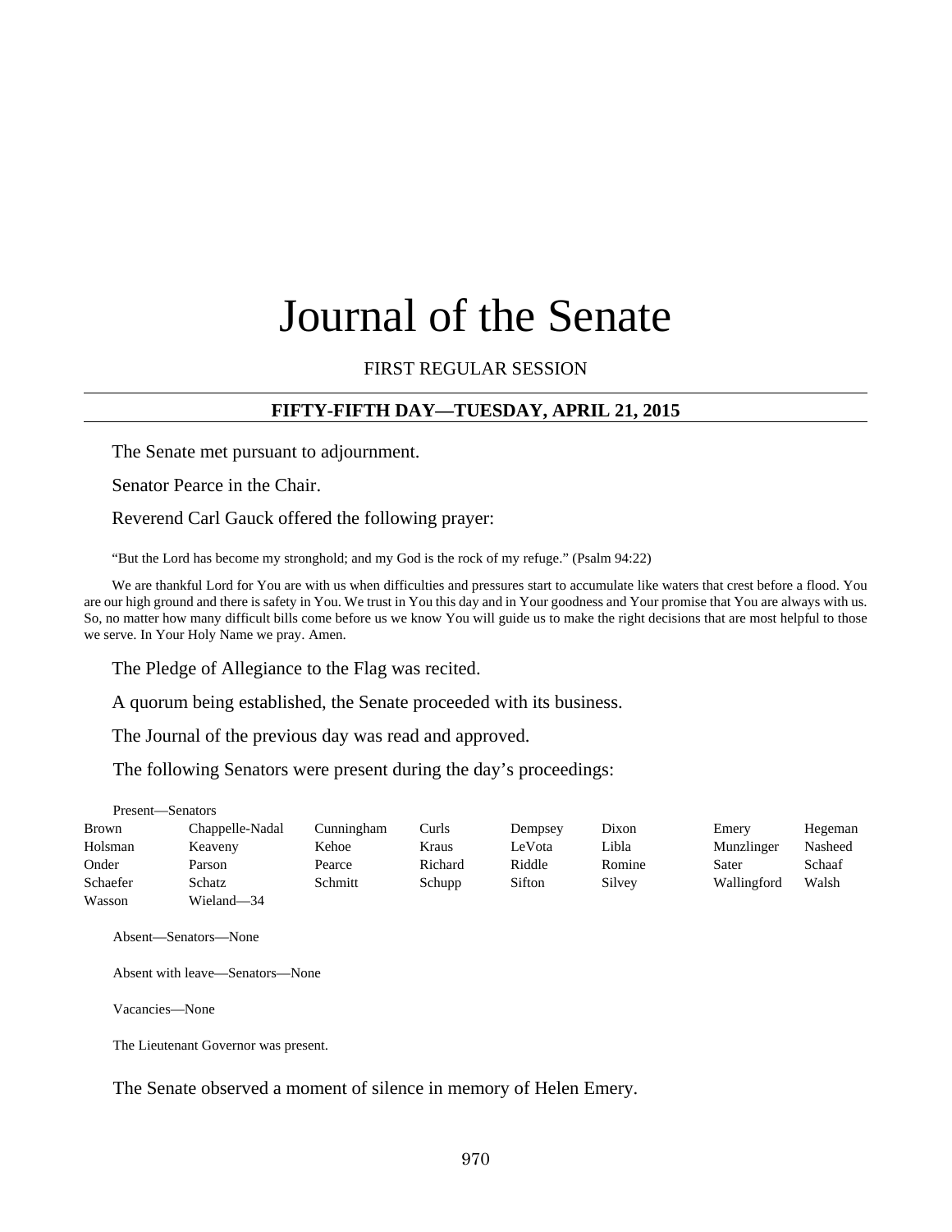# Journal of the Senate

FIRST REGULAR SESSION

## FIFTY-FIFTH DAY—TUESDAY, APRIL 21, 2015

The Senate met pursuant to adjournment.

Senator Pearce in the Chair.

Reverend Carl Gauck offered the following prayer:

"But the Lord has become my stronghold; and my God is the rock of my refuge." (Psalm 94:22)

We are thankful Lord for You are with us when difficulties and pressures start to accumulate like waters that crest before a flood. You are our high ground and there is safety in You. We trust in You this day and in Your goodness and Your promise that You are always with us. So, no matter how many difficult bills come before us we know You will guide us to make the right decisions that are most helpful to those we serve. In Your Holy Name we pray. Amen.

The Pledge of Allegiance to the Flag was recited.

A quorum being established, the Senate proceeded with its business.

The Journal of the previous day was read and approved.

The following Senators were present during the day's proceedings:

Present—Senators

| | | | | | | | |
|---|---|---|---|---|---|---|---|
| Brown | Chappelle-Nadal | Cunningham | Curls | Dempsey | Dixon | Emery | Hegeman |
| Holsman | Keaveny | Kehoe | Kraus | LeVota | Libla | Munzlinger | Nasheed |
| Onder | Parson | Pearce | Richard | Riddle | Romine | Sater | Schaaf |
| Schaefer | Schatz | Schmitt | Schupp | Sifton | Silvey | Wallingford | Walsh |
| Wasson | Wieland—34 | | | | | | |

Absent—Senators—None

Absent with leave—Senators—None

Vacancies—None

The Lieutenant Governor was present.

The Senate observed a moment of silence in memory of Helen Emery.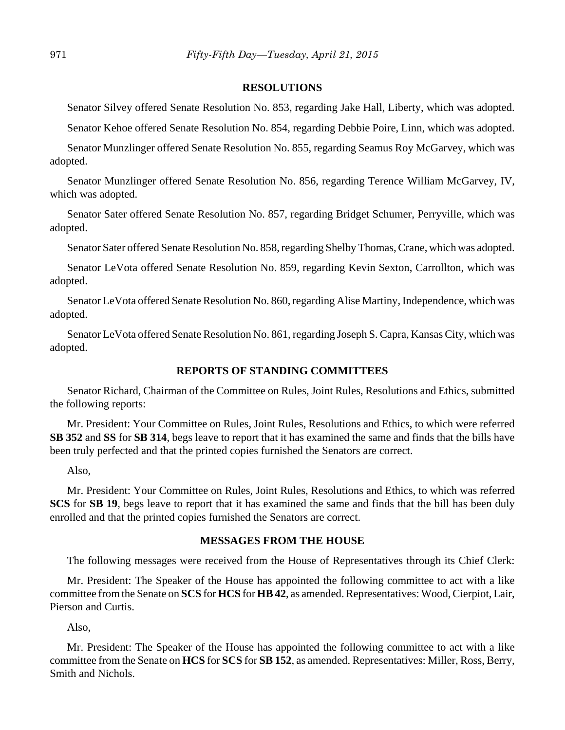## RESOLUTIONS

Senator Silvey offered Senate Resolution No. 853, regarding Jake Hall, Liberty, which was adopted.

Senator Kehoe offered Senate Resolution No. 854, regarding Debbie Poire, Linn, which was adopted.

Senator Munzlinger offered Senate Resolution No. 855, regarding Seamus Roy McGarvey, which was adopted.

Senator Munzlinger offered Senate Resolution No. 856, regarding Terence William McGarvey, IV, which was adopted.

Senator Sater offered Senate Resolution No. 857, regarding Bridget Schumer, Perryville, which was adopted.

Senator Sater offered Senate Resolution No. 858, regarding Shelby Thomas, Crane, which was adopted.

Senator LeVota offered Senate Resolution No. 859, regarding Kevin Sexton, Carrollton, which was adopted.

Senator LeVota offered Senate Resolution No. 860, regarding Alise Martiny, Independence, which was adopted.

Senator LeVota offered Senate Resolution No. 861, regarding Joseph S. Capra, Kansas City, which was adopted.

## REPORTS OF STANDING COMMITTEES

Senator Richard, Chairman of the Committee on Rules, Joint Rules, Resolutions and Ethics, submitted the following reports:

Mr. President: Your Committee on Rules, Joint Rules, Resolutions and Ethics, to which were referred **SB 352** and **SS** for **SB 314**, begs leave to report that it has examined the same and finds that the bills have been truly perfected and that the printed copies furnished the Senators are correct.

Also,

Mr. President: Your Committee on Rules, Joint Rules, Resolutions and Ethics, to which was referred **SCS** for **SB 19**, begs leave to report that it has examined the same and finds that the bill has been duly enrolled and that the printed copies furnished the Senators are correct.

## MESSAGES FROM THE HOUSE

The following messages were received from the House of Representatives through its Chief Clerk:

Mr. President: The Speaker of the House has appointed the following committee to act with a like committee from the Senate on **SCS** for **HCS** for **HB 42**, as amended. Representatives: Wood, Cierpiot, Lair, Pierson and Curtis.

Also,

Mr. President: The Speaker of the House has appointed the following committee to act with a like committee from the Senate on **HCS** for **SCS** for **SB 152**, as amended. Representatives: Miller, Ross, Berry, Smith and Nichols.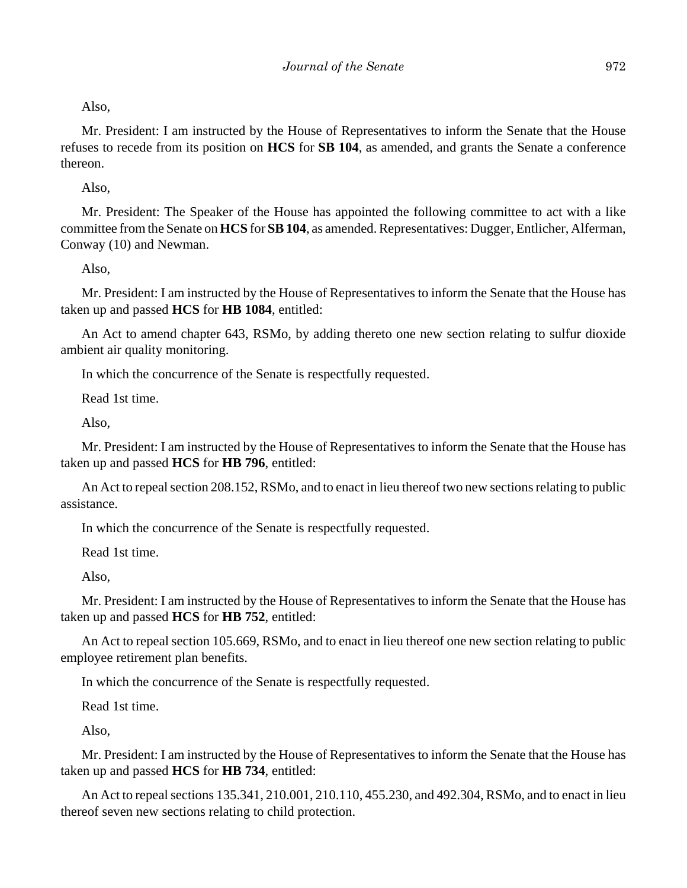Also,

Mr. President: I am instructed by the House of Representatives to inform the Senate that the House refuses to recede from its position on **HCS** for **SB 104**, as amended, and grants the Senate a conference thereon.

Also,

Mr. President: The Speaker of the House has appointed the following committee to act with a like committee from the Senate on **HCS** for **SB 104**, as amended. Representatives: Dugger, Entlicher, Alferman, Conway (10) and Newman.

Also,

Mr. President: I am instructed by the House of Representatives to inform the Senate that the House has taken up and passed **HCS** for **HB 1084**, entitled:

An Act to amend chapter 643, RSMo, by adding thereto one new section relating to sulfur dioxide ambient air quality monitoring.

In which the concurrence of the Senate is respectfully requested.

Read 1st time.

Also,

Mr. President: I am instructed by the House of Representatives to inform the Senate that the House has taken up and passed **HCS** for **HB 796**, entitled:

An Act to repeal section 208.152, RSMo, and to enact in lieu thereof two new sections relating to public assistance.

In which the concurrence of the Senate is respectfully requested.

Read 1st time.

Also,

Mr. President: I am instructed by the House of Representatives to inform the Senate that the House has taken up and passed **HCS** for **HB 752**, entitled:

An Act to repeal section 105.669, RSMo, and to enact in lieu thereof one new section relating to public employee retirement plan benefits.

In which the concurrence of the Senate is respectfully requested.

Read 1st time.

Also,

Mr. President: I am instructed by the House of Representatives to inform the Senate that the House has taken up and passed **HCS** for **HB 734**, entitled:

An Act to repeal sections 135.341, 210.001, 210.110, 455.230, and 492.304, RSMo, and to enact in lieu thereof seven new sections relating to child protection.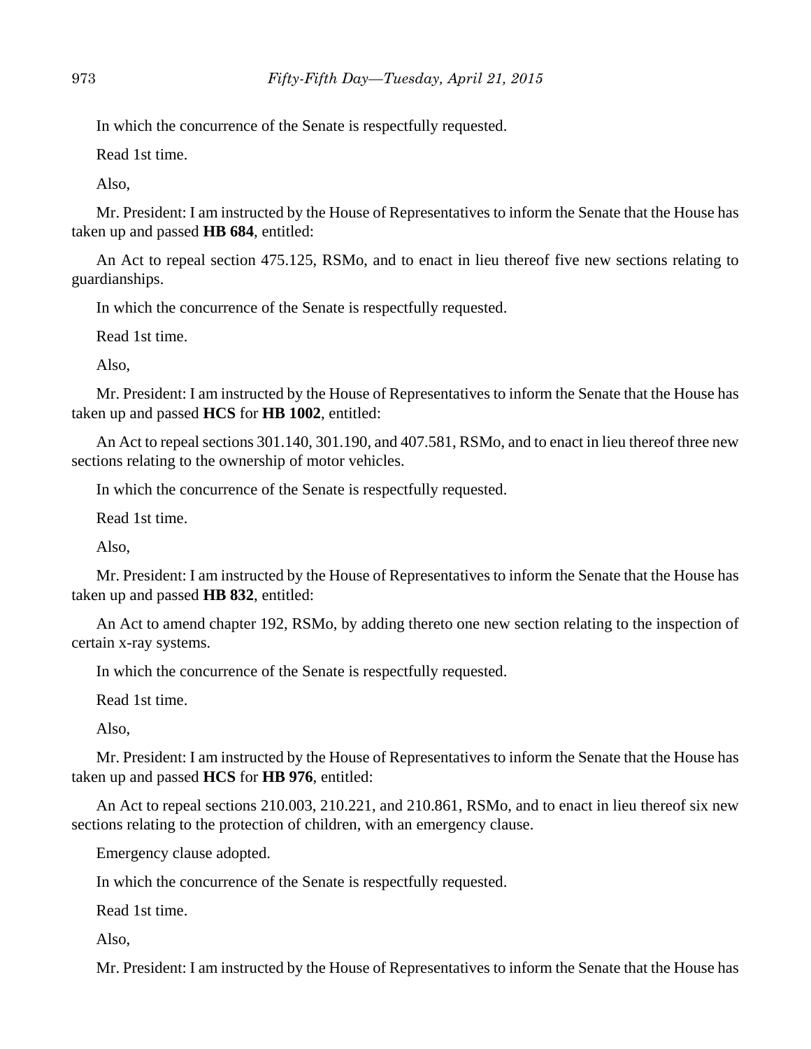In which the concurrence of the Senate is respectfully requested.

Read 1st time.

Also,

Mr. President: I am instructed by the House of Representatives to inform the Senate that the House has taken up and passed **HB 684**, entitled:

An Act to repeal section 475.125, RSMo, and to enact in lieu thereof five new sections relating to guardianships.

In which the concurrence of the Senate is respectfully requested.

Read 1st time.

Also,

Mr. President: I am instructed by the House of Representatives to inform the Senate that the House has taken up and passed **HCS** for **HB 1002**, entitled:

An Act to repeal sections 301.140, 301.190, and 407.581, RSMo, and to enact in lieu thereof three new sections relating to the ownership of motor vehicles.

In which the concurrence of the Senate is respectfully requested.

Read 1st time.

Also,

Mr. President: I am instructed by the House of Representatives to inform the Senate that the House has taken up and passed **HB 832**, entitled:

An Act to amend chapter 192, RSMo, by adding thereto one new section relating to the inspection of certain x-ray systems.

In which the concurrence of the Senate is respectfully requested.

Read 1st time.

Also,

Mr. President: I am instructed by the House of Representatives to inform the Senate that the House has taken up and passed **HCS** for **HB 976**, entitled:

An Act to repeal sections 210.003, 210.221, and 210.861, RSMo, and to enact in lieu thereof six new sections relating to the protection of children, with an emergency clause.

Emergency clause adopted.

In which the concurrence of the Senate is respectfully requested.

Read 1st time.

Also,

Mr. President: I am instructed by the House of Representatives to inform the Senate that the House has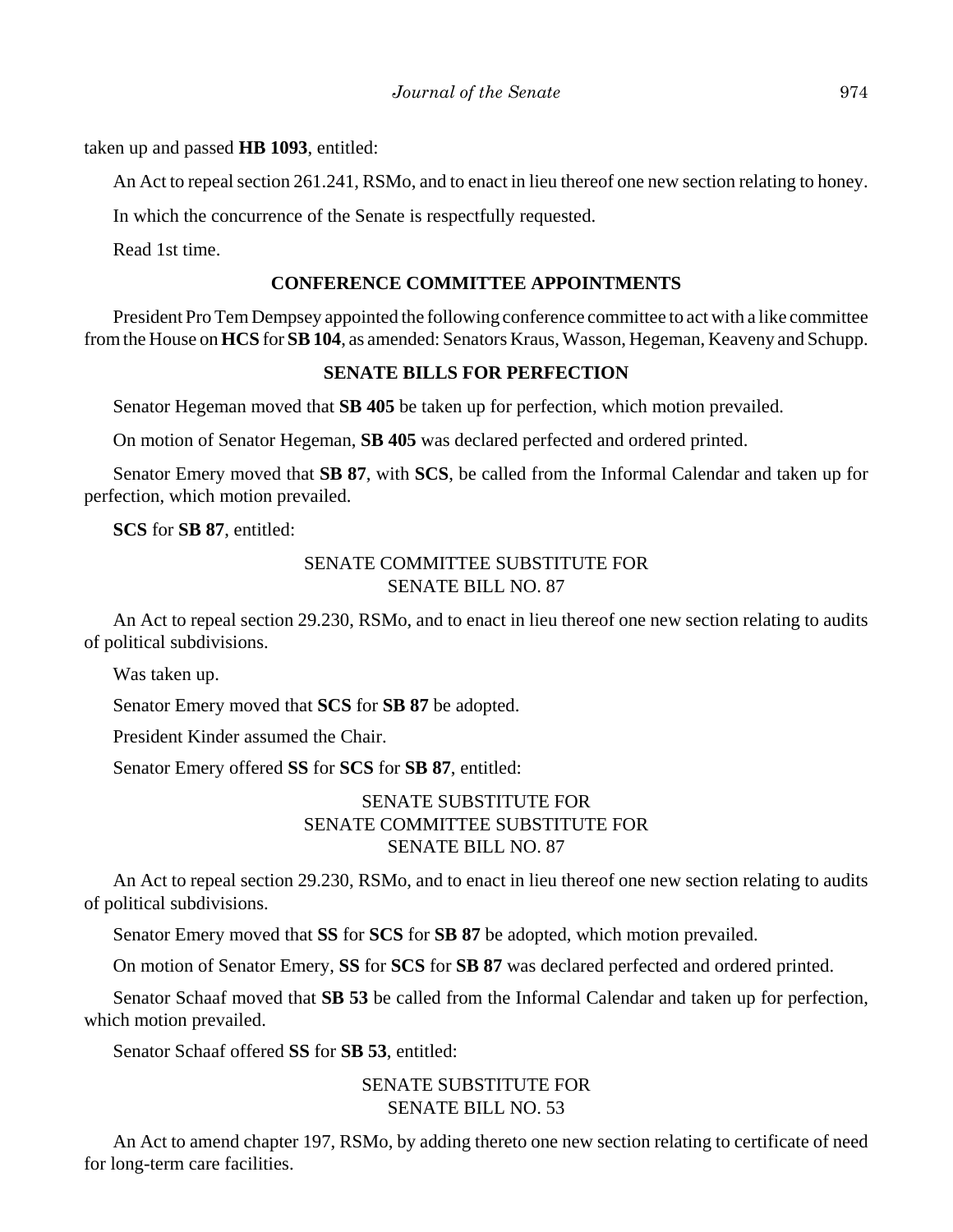taken up and passed **HB 1093**, entitled:

An Act to repeal section 261.241, RSMo, and to enact in lieu thereof one new section relating to honey.

In which the concurrence of the Senate is respectfully requested.

Read 1st time.

## CONFERENCE COMMITTEE APPOINTMENTS

President Pro Tem Dempsey appointed the following conference committee to act with a like committee from the House on **HCS** for **SB 104**, as amended: Senators Kraus, Wasson, Hegeman, Keaveny and Schupp.

## SENATE BILLS FOR PERFECTION

Senator Hegeman moved that **SB 405** be taken up for perfection, which motion prevailed.

On motion of Senator Hegeman, **SB 405** was declared perfected and ordered printed.

Senator Emery moved that **SB 87**, with **SCS**, be called from the Informal Calendar and taken up for perfection, which motion prevailed.

**SCS** for **SB 87**, entitled:

SENATE COMMITTEE SUBSTITUTE FOR
SENATE BILL NO. 87

An Act to repeal section 29.230, RSMo, and to enact in lieu thereof one new section relating to audits of political subdivisions.

Was taken up.

Senator Emery moved that **SCS** for **SB 87** be adopted.

President Kinder assumed the Chair.

Senator Emery offered **SS** for **SCS** for **SB 87**, entitled:

SENATE SUBSTITUTE FOR
SENATE COMMITTEE SUBSTITUTE FOR
SENATE BILL NO. 87

An Act to repeal section 29.230, RSMo, and to enact in lieu thereof one new section relating to audits of political subdivisions.

Senator Emery moved that **SS** for **SCS** for **SB 87** be adopted, which motion prevailed.

On motion of Senator Emery, **SS** for **SCS** for **SB 87** was declared perfected and ordered printed.

Senator Schaaf moved that **SB 53** be called from the Informal Calendar and taken up for perfection, which motion prevailed.

Senator Schaaf offered **SS** for **SB 53**, entitled:

SENATE SUBSTITUTE FOR
SENATE BILL NO. 53

An Act to amend chapter 197, RSMo, by adding thereto one new section relating to certificate of need for long-term care facilities.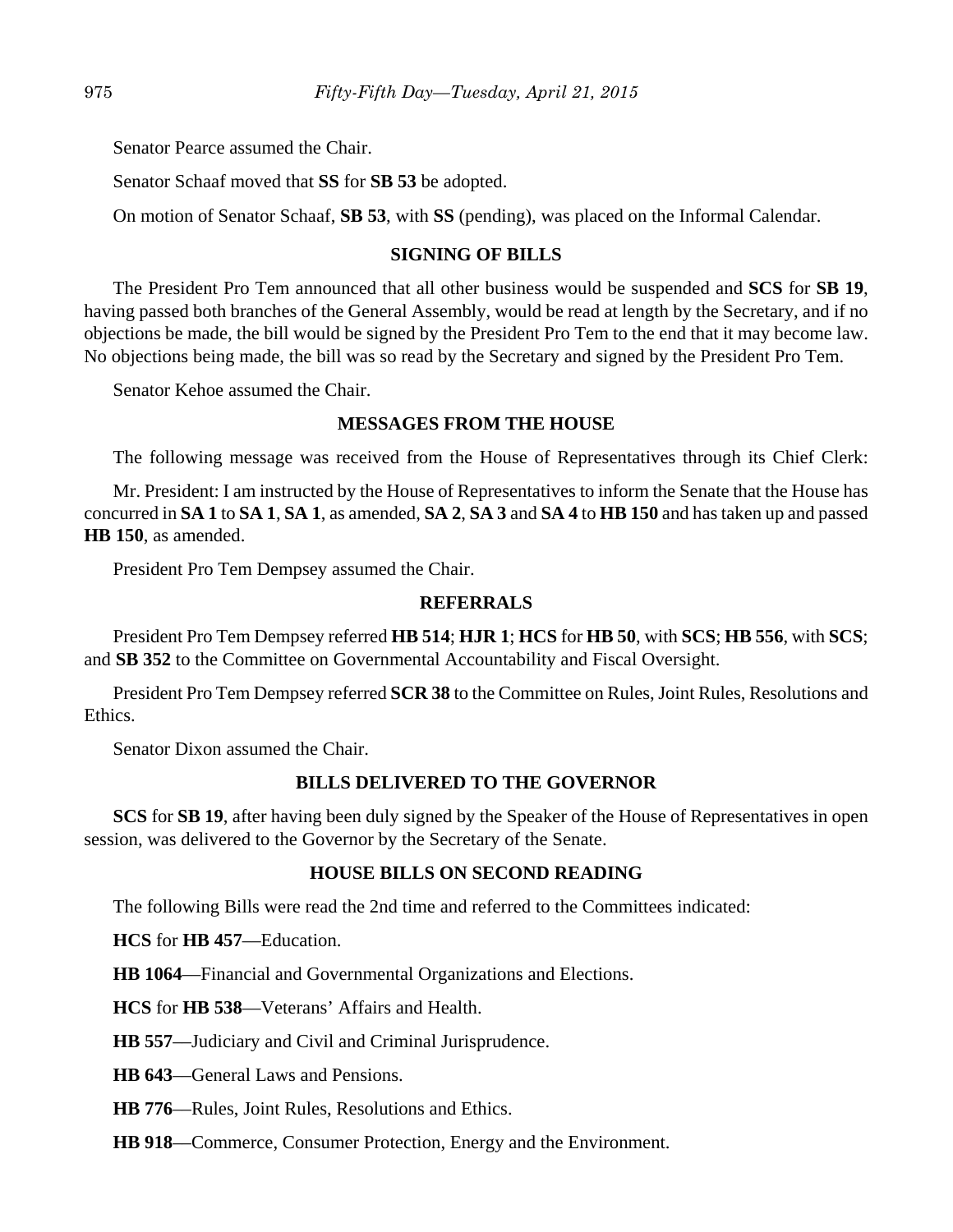Senator Pearce assumed the Chair.

Senator Schaaf moved that **SS** for **SB 53** be adopted.

On motion of Senator Schaaf, **SB 53**, with **SS** (pending), was placed on the Informal Calendar.

## SIGNING OF BILLS

The President Pro Tem announced that all other business would be suspended and **SCS** for **SB 19**, having passed both branches of the General Assembly, would be read at length by the Secretary, and if no objections be made, the bill would be signed by the President Pro Tem to the end that it may become law. No objections being made, the bill was so read by the Secretary and signed by the President Pro Tem.

Senator Kehoe assumed the Chair.

## MESSAGES FROM THE HOUSE

The following message was received from the House of Representatives through its Chief Clerk:

Mr. President: I am instructed by the House of Representatives to inform the Senate that the House has concurred in **SA 1** to **SA 1**, **SA 1**, as amended, **SA 2**, **SA 3** and **SA 4** to **HB 150** and has taken up and passed **HB 150**, as amended.

President Pro Tem Dempsey assumed the Chair.

## REFERRALS

President Pro Tem Dempsey referred **HB 514**; **HJR 1**; **HCS** for **HB 50**, with **SCS**; **HB 556**, with **SCS**; and **SB 352** to the Committee on Governmental Accountability and Fiscal Oversight.

President Pro Tem Dempsey referred **SCR 38** to the Committee on Rules, Joint Rules, Resolutions and Ethics.

Senator Dixon assumed the Chair.

## BILLS DELIVERED TO THE GOVERNOR

**SCS** for **SB 19**, after having been duly signed by the Speaker of the House of Representatives in open session, was delivered to the Governor by the Secretary of the Senate.

## HOUSE BILLS ON SECOND READING

The following Bills were read the 2nd time and referred to the Committees indicated:

**HCS** for **HB 457**—Education.

**HB 1064**—Financial and Governmental Organizations and Elections.

**HCS** for **HB 538**—Veterans' Affairs and Health.

**HB 557**—Judiciary and Civil and Criminal Jurisprudence.

**HB 643**—General Laws and Pensions.

**HB 776**—Rules, Joint Rules, Resolutions and Ethics.

**HB 918**—Commerce, Consumer Protection, Energy and the Environment.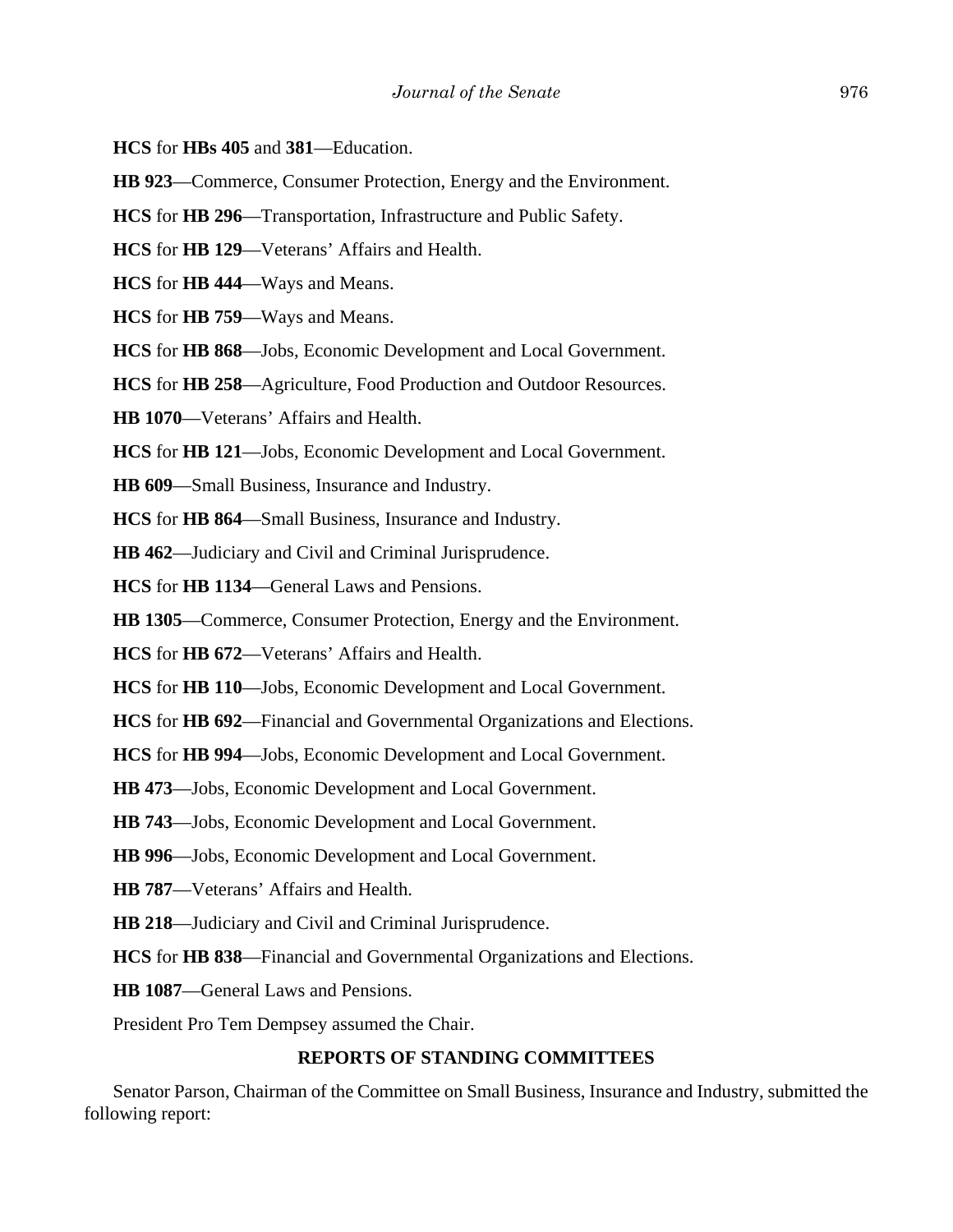**HCS** for **HBs 405** and **381**—Education.

**HB 923**—Commerce, Consumer Protection, Energy and the Environment.

**HCS** for **HB 296**—Transportation, Infrastructure and Public Safety.

**HCS** for **HB 129**—Veterans' Affairs and Health.

**HCS** for **HB 444**—Ways and Means.

**HCS** for **HB 759**—Ways and Means.

**HCS** for **HB 868**—Jobs, Economic Development and Local Government.

**HCS** for **HB 258**—Agriculture, Food Production and Outdoor Resources.

**HB 1070**—Veterans' Affairs and Health.

**HCS** for **HB 121**—Jobs, Economic Development and Local Government.

**HB 609**—Small Business, Insurance and Industry.

**HCS** for **HB 864**—Small Business, Insurance and Industry.

**HB 462**—Judiciary and Civil and Criminal Jurisprudence.

**HCS** for **HB 1134**—General Laws and Pensions.

**HB 1305**—Commerce, Consumer Protection, Energy and the Environment.

**HCS** for **HB 672**—Veterans' Affairs and Health.

**HCS** for **HB 110**—Jobs, Economic Development and Local Government.

**HCS** for **HB 692**—Financial and Governmental Organizations and Elections.

**HCS** for **HB 994**—Jobs, Economic Development and Local Government.

**HB 473**—Jobs, Economic Development and Local Government.

**HB 743**—Jobs, Economic Development and Local Government.

**HB 996**—Jobs, Economic Development and Local Government.

**HB 787**—Veterans' Affairs and Health.

**HB 218**—Judiciary and Civil and Criminal Jurisprudence.

**HCS** for **HB 838**—Financial and Governmental Organizations and Elections.

**HB 1087**—General Laws and Pensions.

President Pro Tem Dempsey assumed the Chair.

## REPORTS OF STANDING COMMITTEES

Senator Parson, Chairman of the Committee on Small Business, Insurance and Industry, submitted the following report: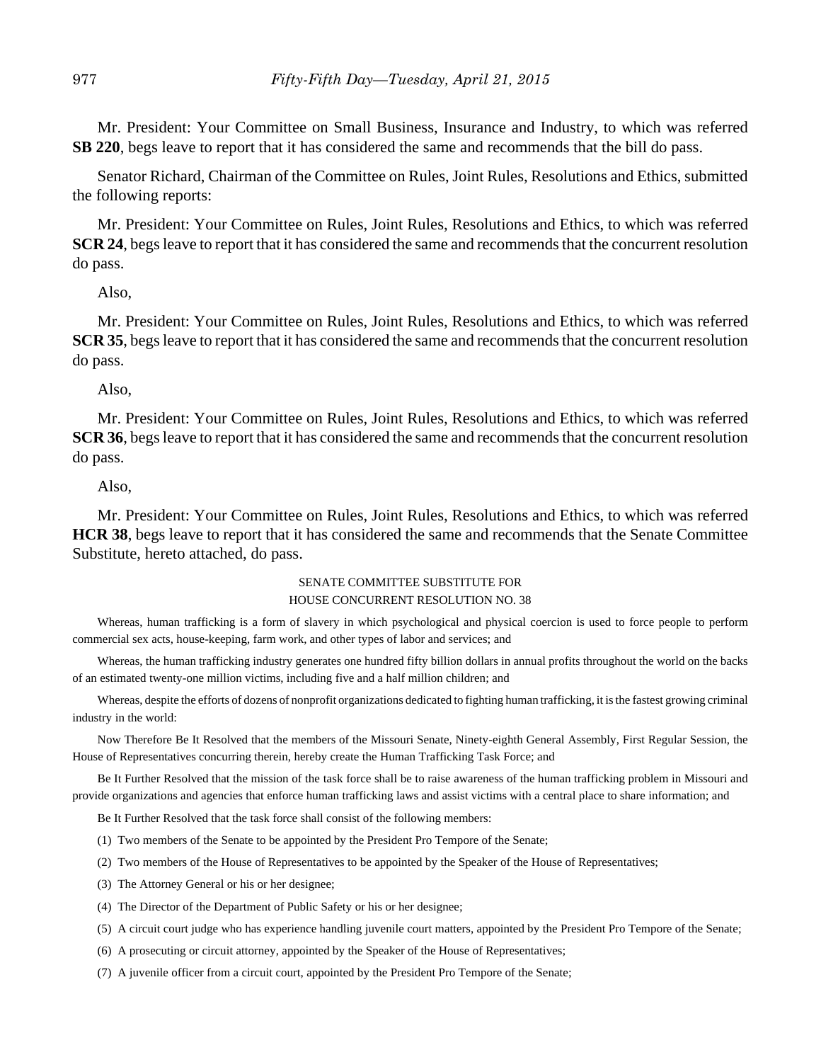Mr. President: Your Committee on Small Business, Insurance and Industry, to which was referred **SB 220**, begs leave to report that it has considered the same and recommends that the bill do pass.

Senator Richard, Chairman of the Committee on Rules, Joint Rules, Resolutions and Ethics, submitted the following reports:

Mr. President: Your Committee on Rules, Joint Rules, Resolutions and Ethics, to which was referred **SCR 24**, begs leave to report that it has considered the same and recommends that the concurrent resolution do pass.

Also,

Mr. President: Your Committee on Rules, Joint Rules, Resolutions and Ethics, to which was referred **SCR 35**, begs leave to report that it has considered the same and recommends that the concurrent resolution do pass.

Also,

Mr. President: Your Committee on Rules, Joint Rules, Resolutions and Ethics, to which was referred **SCR 36**, begs leave to report that it has considered the same and recommends that the concurrent resolution do pass.

Also,

Mr. President: Your Committee on Rules, Joint Rules, Resolutions and Ethics, to which was referred **HCR 38**, begs leave to report that it has considered the same and recommends that the Senate Committee Substitute, hereto attached, do pass.

SENATE COMMITTEE SUBSTITUTE FOR
HOUSE CONCURRENT RESOLUTION NO. 38

Whereas, human trafficking is a form of slavery in which psychological and physical coercion is used to force people to perform commercial sex acts, house-keeping, farm work, and other types of labor and services; and

Whereas, the human trafficking industry generates one hundred fifty billion dollars in annual profits throughout the world on the backs of an estimated twenty-one million victims, including five and a half million children; and

Whereas, despite the efforts of dozens of nonprofit organizations dedicated to fighting human trafficking, it is the fastest growing criminal industry in the world:

Now Therefore Be It Resolved that the members of the Missouri Senate, Ninety-eighth General Assembly, First Regular Session, the House of Representatives concurring therein, hereby create the Human Trafficking Task Force; and

Be It Further Resolved that the mission of the task force shall be to raise awareness of the human trafficking problem in Missouri and provide organizations and agencies that enforce human trafficking laws and assist victims with a central place to share information; and

Be It Further Resolved that the task force shall consist of the following members:

(1) Two members of the Senate to be appointed by the President Pro Tempore of the Senate;

(2) Two members of the House of Representatives to be appointed by the Speaker of the House of Representatives;

(3) The Attorney General or his or her designee;

(4) The Director of the Department of Public Safety or his or her designee;

(5) A circuit court judge who has experience handling juvenile court matters, appointed by the President Pro Tempore of the Senate;

(6) A prosecuting or circuit attorney, appointed by the Speaker of the House of Representatives;

(7) A juvenile officer from a circuit court, appointed by the President Pro Tempore of the Senate;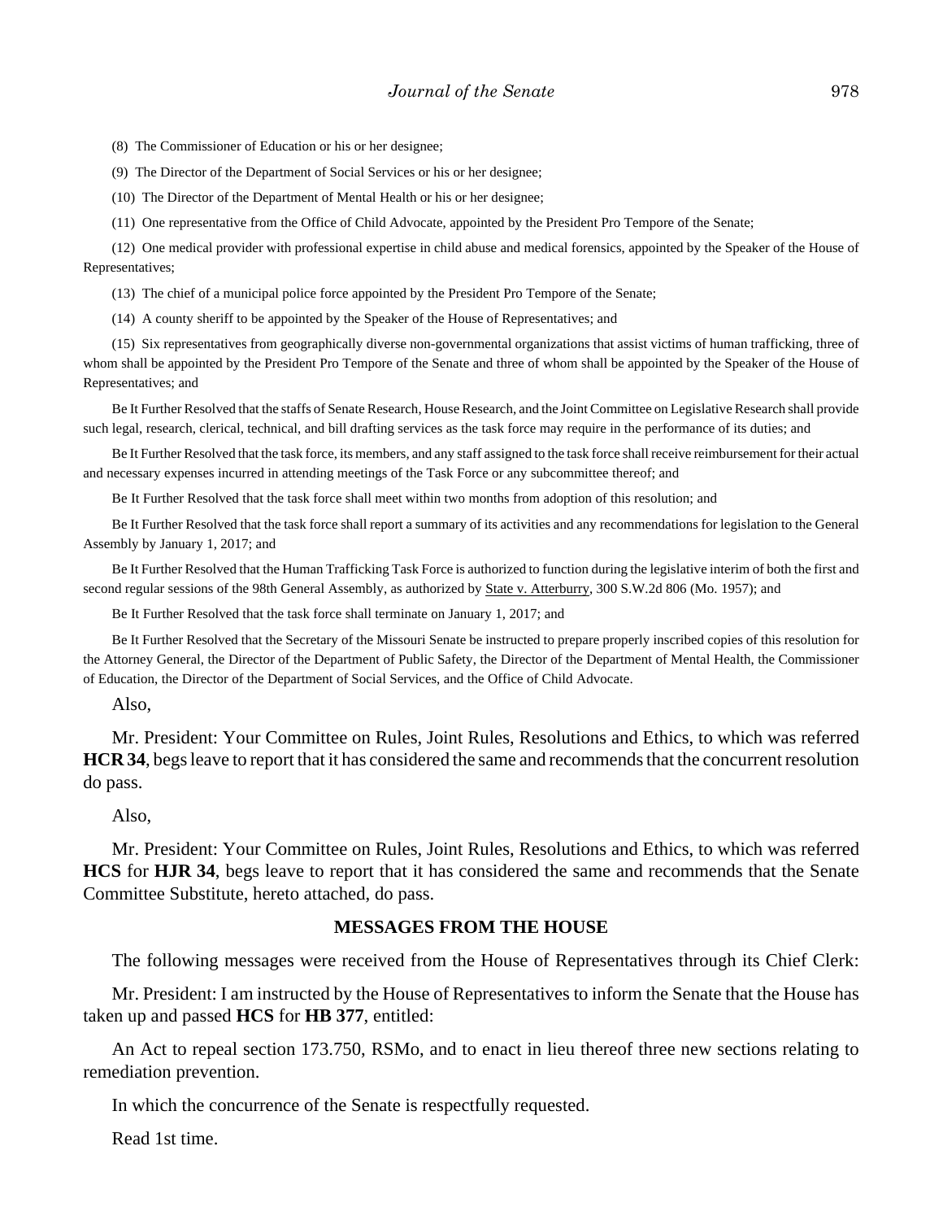(8) The Commissioner of Education or his or her designee;

(9) The Director of the Department of Social Services or his or her designee;

(10) The Director of the Department of Mental Health or his or her designee;

(11) One representative from the Office of Child Advocate, appointed by the President Pro Tempore of the Senate;

(12) One medical provider with professional expertise in child abuse and medical forensics, appointed by the Speaker of the House of Representatives;

(13) The chief of a municipal police force appointed by the President Pro Tempore of the Senate;

(14) A county sheriff to be appointed by the Speaker of the House of Representatives; and

(15) Six representatives from geographically diverse non-governmental organizations that assist victims of human trafficking, three of whom shall be appointed by the President Pro Tempore of the Senate and three of whom shall be appointed by the Speaker of the House of Representatives; and

Be It Further Resolved that the staffs of Senate Research, House Research, and the Joint Committee on Legislative Research shall provide such legal, research, clerical, technical, and bill drafting services as the task force may require in the performance of its duties; and

Be It Further Resolved that the task force, its members, and any staff assigned to the task force shall receive reimbursement for their actual and necessary expenses incurred in attending meetings of the Task Force or any subcommittee thereof; and

Be It Further Resolved that the task force shall meet within two months from adoption of this resolution; and

Be It Further Resolved that the task force shall report a summary of its activities and any recommendations for legislation to the General Assembly by January 1, 2017; and

Be It Further Resolved that the Human Trafficking Task Force is authorized to function during the legislative interim of both the first and second regular sessions of the 98th General Assembly, as authorized by State v. Atterburry, 300 S.W.2d 806 (Mo. 1957); and

Be It Further Resolved that the task force shall terminate on January 1, 2017; and

Be It Further Resolved that the Secretary of the Missouri Senate be instructed to prepare properly inscribed copies of this resolution for the Attorney General, the Director of the Department of Public Safety, the Director of the Department of Mental Health, the Commissioner of Education, the Director of the Department of Social Services, and the Office of Child Advocate.

Also,

Mr. President: Your Committee on Rules, Joint Rules, Resolutions and Ethics, to which was referred **HCR 34**, begs leave to report that it has considered the same and recommends that the concurrent resolution do pass.

Also,

Mr. President: Your Committee on Rules, Joint Rules, Resolutions and Ethics, to which was referred **HCS** for **HJR 34**, begs leave to report that it has considered the same and recommends that the Senate Committee Substitute, hereto attached, do pass.

## MESSAGES FROM THE HOUSE

The following messages were received from the House of Representatives through its Chief Clerk:

Mr. President: I am instructed by the House of Representatives to inform the Senate that the House has taken up and passed **HCS** for **HB 377**, entitled:

An Act to repeal section 173.750, RSMo, and to enact in lieu thereof three new sections relating to remediation prevention.

In which the concurrence of the Senate is respectfully requested.

Read 1st time.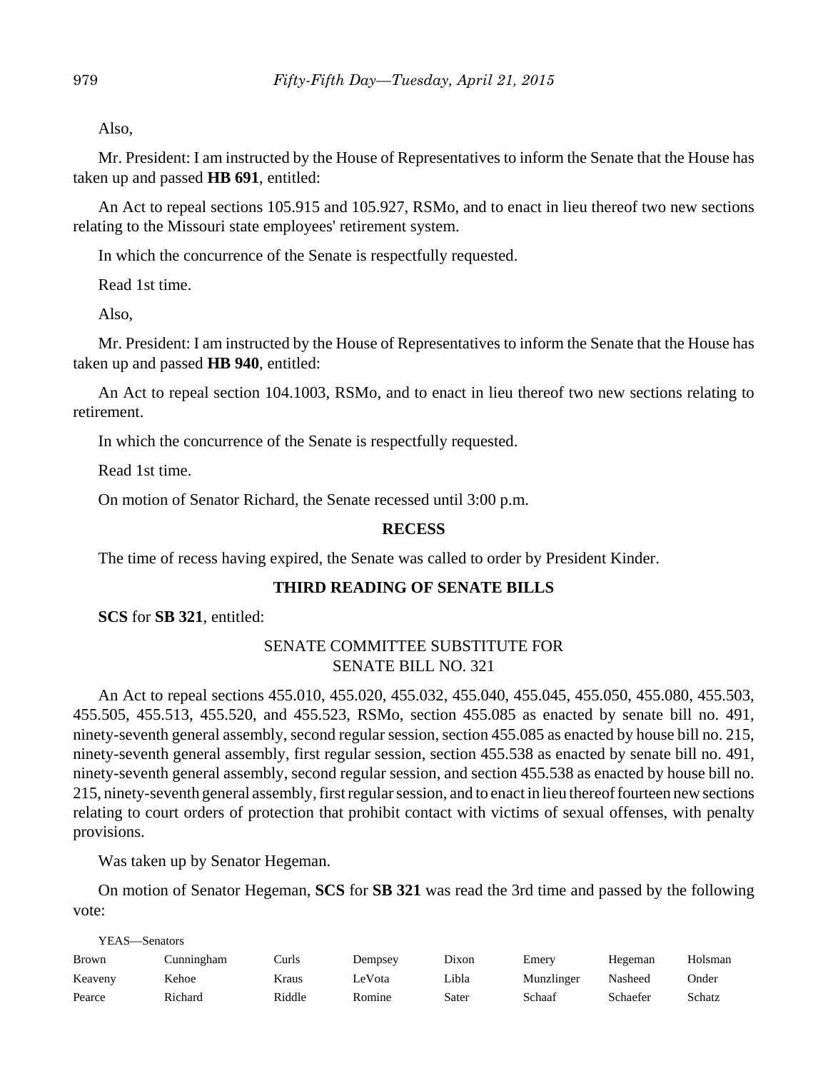Also,

Mr. President: I am instructed by the House of Representatives to inform the Senate that the House has taken up and passed **HB 691**, entitled:

An Act to repeal sections 105.915 and 105.927, RSMo, and to enact in lieu thereof two new sections relating to the Missouri state employees' retirement system.

In which the concurrence of the Senate is respectfully requested.

Read 1st time.

Also,

Mr. President: I am instructed by the House of Representatives to inform the Senate that the House has taken up and passed **HB 940**, entitled:

An Act to repeal section 104.1003, RSMo, and to enact in lieu thereof two new sections relating to retirement.

In which the concurrence of the Senate is respectfully requested.

Read 1st time.

On motion of Senator Richard, the Senate recessed until 3:00 p.m.

## RECESS

The time of recess having expired, the Senate was called to order by President Kinder.

## THIRD READING OF SENATE BILLS

**SCS** for **SB 321**, entitled:

SENATE COMMITTEE SUBSTITUTE FOR
SENATE BILL NO. 321

An Act to repeal sections 455.010, 455.020, 455.032, 455.040, 455.045, 455.050, 455.080, 455.503, 455.505, 455.513, 455.520, and 455.523, RSMo, section 455.085 as enacted by senate bill no. 491, ninety-seventh general assembly, second regular session, section 455.085 as enacted by house bill no. 215, ninety-seventh general assembly, first regular session, section 455.538 as enacted by senate bill no. 491, ninety-seventh general assembly, second regular session, and section 455.538 as enacted by house bill no. 215, ninety-seventh general assembly, first regular session, and to enact in lieu thereof fourteen new sections relating to court orders of protection that prohibit contact with victims of sexual offenses, with penalty provisions.

Was taken up by Senator Hegeman.

On motion of Senator Hegeman, **SCS** for **SB 321** was read the 3rd time and passed by the following vote:

YEAS—Senators

| | | | | | | | |
|---|---|---|---|---|---|---|---|
| Brown | Cunningham | Curls | Dempsey | Dixon | Emery | Hegeman | Holsman |
| Keaveny | Kehoe | Kraus | LeVota | Libla | Munzlinger | Nasheed | Onder |
| Pearce | Richard | Riddle | Romine | Sater | Schaaf | Schaefer | Schatz |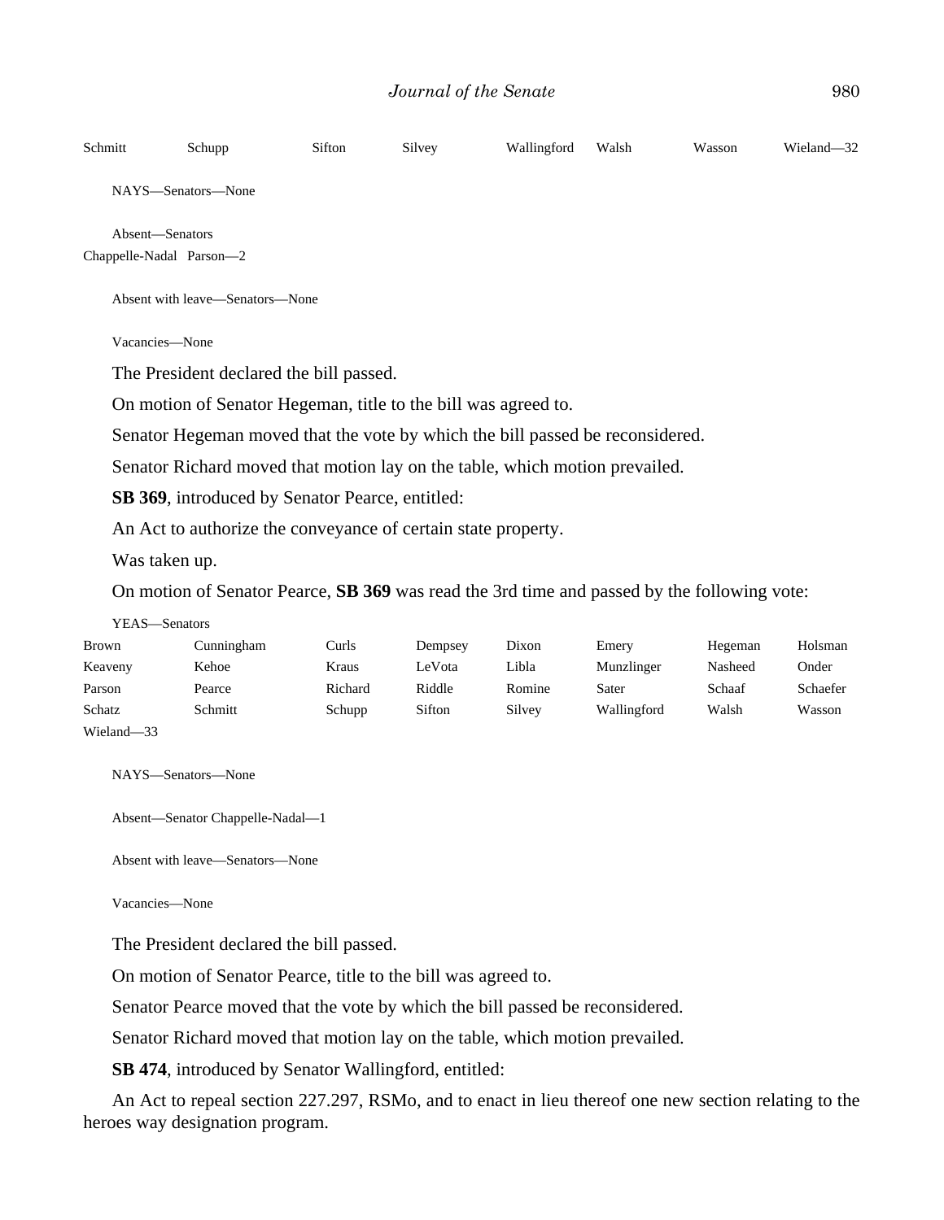| Schmitt | Schupp | Sifton | Silvey | Wallingford | Walsh | Wasson | Wieland—32 |
|---|---|---|---|---|---|---|---|

NAYS—Senators—None

Absent—Senators
Chappelle-Nadal Parson—2

Absent with leave—Senators—None

Vacancies—None

The President declared the bill passed.

On motion of Senator Hegeman, title to the bill was agreed to.

Senator Hegeman moved that the vote by which the bill passed be reconsidered.

Senator Richard moved that motion lay on the table, which motion prevailed.

**SB 369**, introduced by Senator Pearce, entitled:

An Act to authorize the conveyance of certain state property.

Was taken up.

On motion of Senator Pearce, **SB 369** was read the 3rd time and passed by the following vote:

YEAS—Senators

| Brown | Cunningham | Curls | Dempsey | Dixon | Emery | Hegeman | Holsman |
|---|---|---|---|---|---|---|---|
| Keaveny | Kehoe | Kraus | LeVota | Libla | Munzlinger | Nasheed | Onder |
| Parson | Pearce | Richard | Riddle | Romine | Sater | Schaaf | Schaefer |
| Schatz | Schmitt | Schupp | Sifton | Silvey | Wallingford | Walsh | Wasson |
| Wieland—33 | | | | | | | |

NAYS—Senators—None

Absent—Senator Chappelle-Nadal—1

Absent with leave—Senators—None

Vacancies—None

The President declared the bill passed.

On motion of Senator Pearce, title to the bill was agreed to.

Senator Pearce moved that the vote by which the bill passed be reconsidered.

Senator Richard moved that motion lay on the table, which motion prevailed.

**SB 474**, introduced by Senator Wallingford, entitled:

An Act to repeal section 227.297, RSMo, and to enact in lieu thereof one new section relating to the heroes way designation program.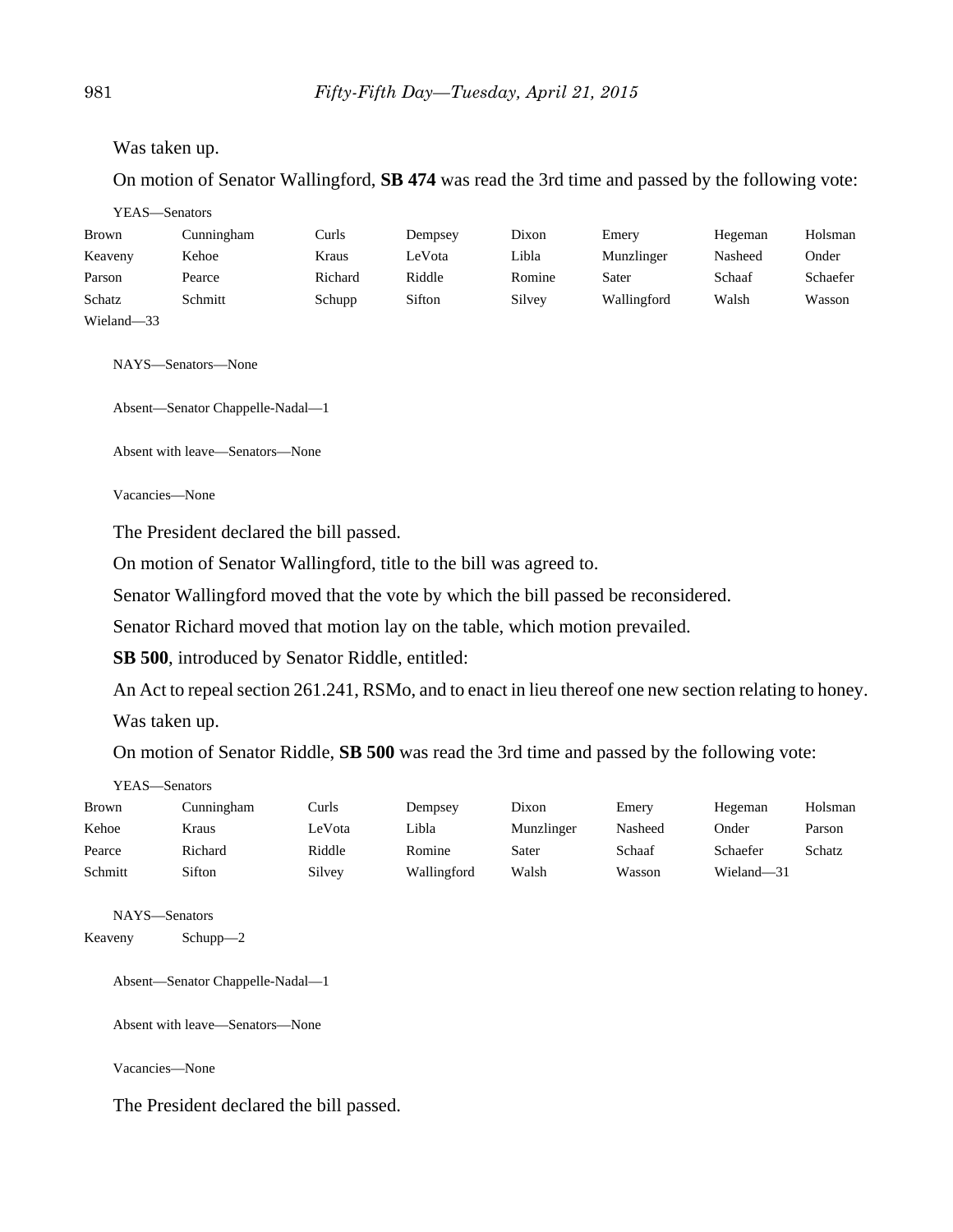Was taken up.

On motion of Senator Wallingford, **SB 474** was read the 3rd time and passed by the following vote:

YEAS—Senators

| | | | | | | | |
|---|---|---|---|---|---|---|---|
| Brown | Cunningham | Curls | Dempsey | Dixon | Emery | Hegeman | Holsman |
| Keaveny | Kehoe | Kraus | LeVota | Libla | Munzlinger | Nasheed | Onder |
| Parson | Pearce | Richard | Riddle | Romine | Sater | Schaaf | Schaefer |
| Schatz | Schmitt | Schupp | Sifton | Silvey | Wallingford | Walsh | Wasson |
| Wieland—33 | | | | | | | |

NAYS—Senators—None

Absent—Senator Chappelle-Nadal—1

Absent with leave—Senators—None

Vacancies—None

The President declared the bill passed.

On motion of Senator Wallingford, title to the bill was agreed to.

Senator Wallingford moved that the vote by which the bill passed be reconsidered.

Senator Richard moved that motion lay on the table, which motion prevailed.

**SB 500**, introduced by Senator Riddle, entitled:

An Act to repeal section 261.241, RSMo, and to enact in lieu thereof one new section relating to honey.

Was taken up.

On motion of Senator Riddle, **SB 500** was read the 3rd time and passed by the following vote:

YEAS—Senators

| | | | | | | | |
|---|---|---|---|---|---|---|---|
| Brown | Cunningham | Curls | Dempsey | Dixon | Emery | Hegeman | Holsman |
| Kehoe | Kraus | LeVota | Libla | Munzlinger | Nasheed | Onder | Parson |
| Pearce | Richard | Riddle | Romine | Sater | Schaaf | Schaefer | Schatz |
| Schmitt | Sifton | Silvey | Wallingford | Walsh | Wasson | Wieland—31 | |

NAYS—Senators

| | |
|---|---|
| Keaveny | Schupp—2 |

Absent—Senator Chappelle-Nadal—1

Absent with leave—Senators—None

Vacancies—None

The President declared the bill passed.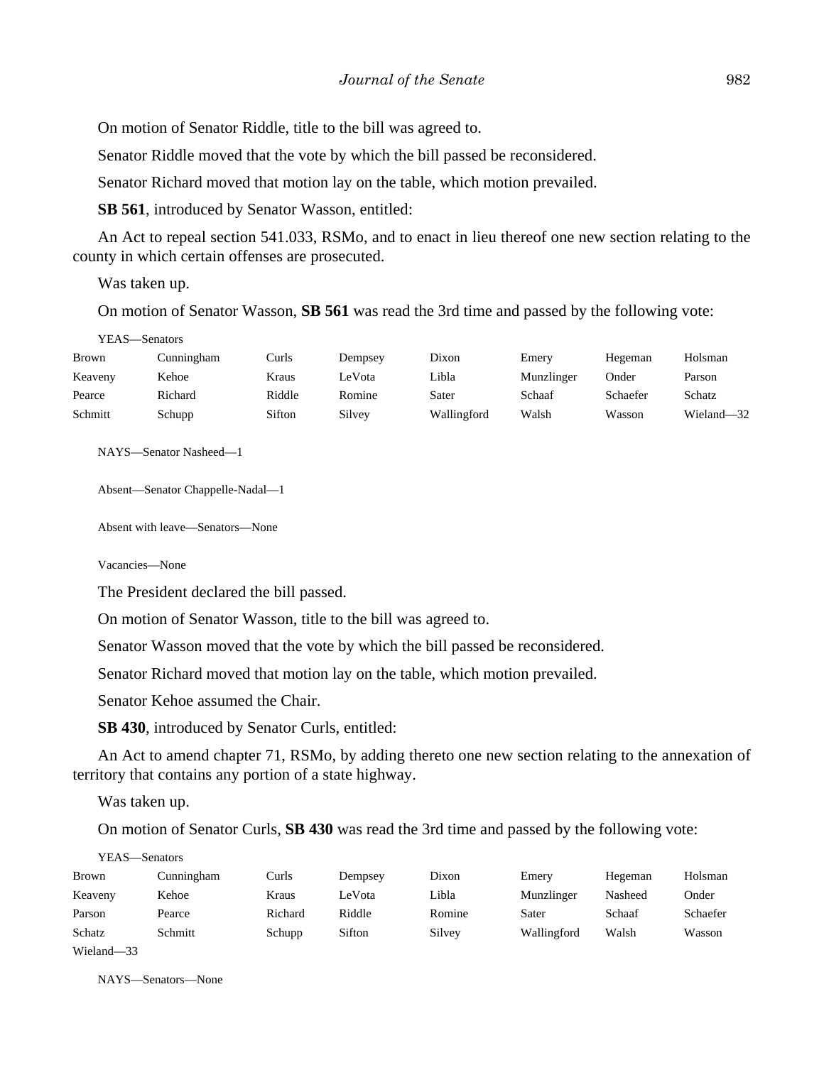On motion of Senator Riddle, title to the bill was agreed to.

Senator Riddle moved that the vote by which the bill passed be reconsidered.

Senator Richard moved that motion lay on the table, which motion prevailed.

**SB 561**, introduced by Senator Wasson, entitled:

An Act to repeal section 541.033, RSMo, and to enact in lieu thereof one new section relating to the county in which certain offenses are prosecuted.

Was taken up.

On motion of Senator Wasson, **SB 561** was read the 3rd time and passed by the following vote:

YEAS—Senators

| | | | | | | | |
|---|---|---|---|---|---|---|---|
| Brown | Cunningham | Curls | Dempsey | Dixon | Emery | Hegeman | Holsman |
| Keaveny | Kehoe | Kraus | LeVota | Libla | Munzlinger | Onder | Parson |
| Pearce | Richard | Riddle | Romine | Sater | Schaaf | Schaefer | Schatz |
| Schmitt | Schupp | Sifton | Silvey | Wallingford | Walsh | Wasson | Wieland—32 |

NAYS—Senator Nasheed—1

Absent—Senator Chappelle-Nadal—1

Absent with leave—Senators—None

Vacancies—None

The President declared the bill passed.

On motion of Senator Wasson, title to the bill was agreed to.

Senator Wasson moved that the vote by which the bill passed be reconsidered.

Senator Richard moved that motion lay on the table, which motion prevailed.

Senator Kehoe assumed the Chair.

**SB 430**, introduced by Senator Curls, entitled:

An Act to amend chapter 71, RSMo, by adding thereto one new section relating to the annexation of territory that contains any portion of a state highway.

Was taken up.

On motion of Senator Curls, **SB 430** was read the 3rd time and passed by the following vote:

YEAS—Senators

| | | | | | | | |
|---|---|---|---|---|---|---|---|
| Brown | Cunningham | Curls | Dempsey | Dixon | Emery | Hegeman | Holsman |
| Keaveny | Kehoe | Kraus | LeVota | Libla | Munzlinger | Nasheed | Onder |
| Parson | Pearce | Richard | Riddle | Romine | Sater | Schaaf | Schaefer |
| Schatz | Schmitt | Schupp | Sifton | Silvey | Wallingford | Walsh | Wasson |
| Wieland—33 | | | | | | | |

NAYS—Senators—None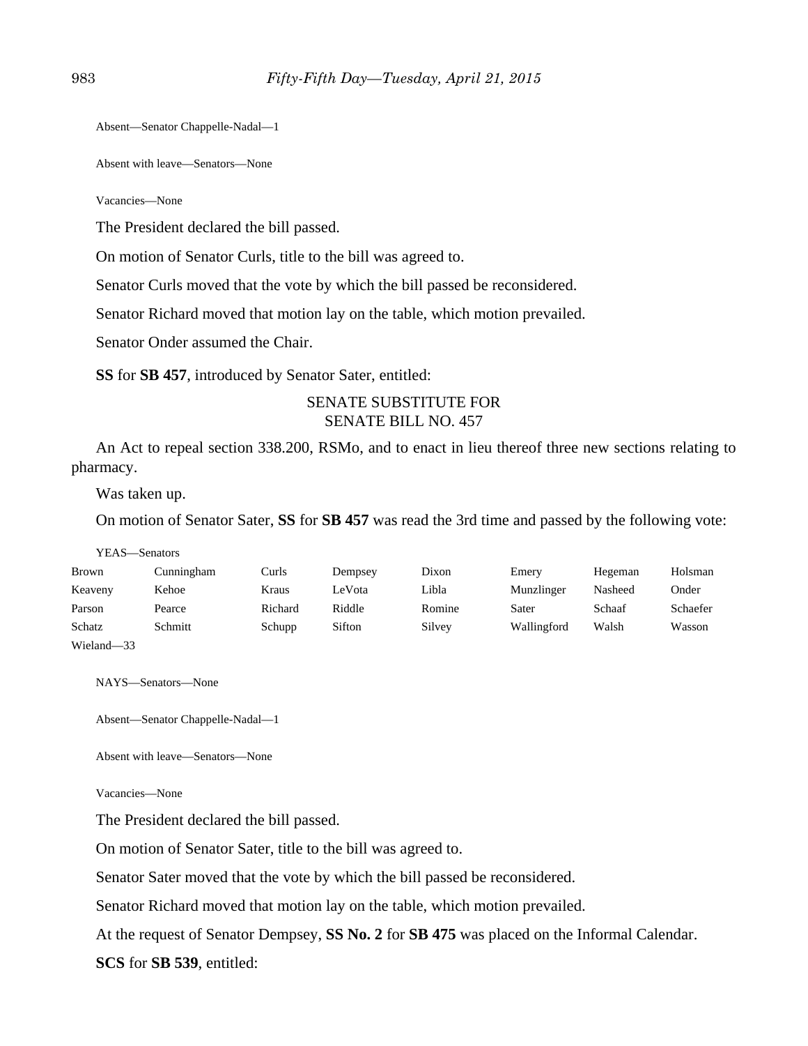Absent—Senator Chappelle-Nadal—1

Absent with leave—Senators—None

Vacancies—None

The President declared the bill passed.

On motion of Senator Curls, title to the bill was agreed to.

Senator Curls moved that the vote by which the bill passed be reconsidered.

Senator Richard moved that motion lay on the table, which motion prevailed.

Senator Onder assumed the Chair.

**SS** for **SB 457**, introduced by Senator Sater, entitled:

SENATE SUBSTITUTE FOR
SENATE BILL NO. 457

An Act to repeal section 338.200, RSMo, and to enact in lieu thereof three new sections relating to pharmacy.

Was taken up.

On motion of Senator Sater, **SS** for **SB 457** was read the 3rd time and passed by the following vote:

YEAS—Senators

| | | | | | | | |
|---|---|---|---|---|---|---|---|
| Brown | Cunningham | Curls | Dempsey | Dixon | Emery | Hegeman | Holsman |
| Keaveny | Kehoe | Kraus | LeVota | Libla | Munzlinger | Nasheed | Onder |
| Parson | Pearce | Richard | Riddle | Romine | Sater | Schaaf | Schaefer |
| Schatz | Schmitt | Schupp | Sifton | Silvey | Wallingford | Walsh | Wasson |
| Wieland—33 | | | | | | | |

NAYS—Senators—None

Absent—Senator Chappelle-Nadal—1

Absent with leave—Senators—None

Vacancies—None

The President declared the bill passed.

On motion of Senator Sater, title to the bill was agreed to.

Senator Sater moved that the vote by which the bill passed be reconsidered.

Senator Richard moved that motion lay on the table, which motion prevailed.

At the request of Senator Dempsey, **SS No. 2** for **SB 475** was placed on the Informal Calendar.

**SCS** for **SB 539**, entitled: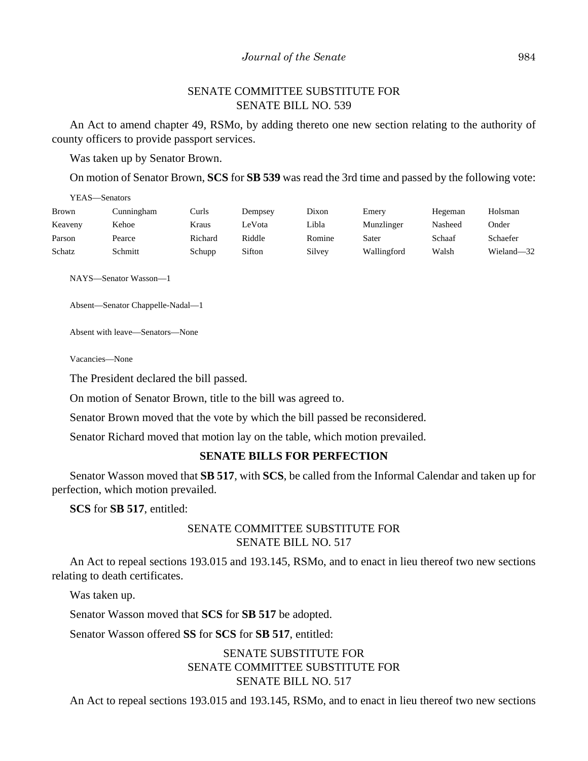SENATE COMMITTEE SUBSTITUTE FOR
SENATE BILL NO. 539

An Act to amend chapter 49, RSMo, by adding thereto one new section relating to the authority of county officers to provide passport services.

Was taken up by Senator Brown.

On motion of Senator Brown, **SCS** for **SB 539** was read the 3rd time and passed by the following vote:

YEAS—Senators

| | | | | | | | |
|---|---|---|---|---|---|---|---|
| Brown | Cunningham | Curls | Dempsey | Dixon | Emery | Hegeman | Holsman |
| Keaveny | Kehoe | Kraus | LeVota | Libla | Munzlinger | Nasheed | Onder |
| Parson | Pearce | Richard | Riddle | Romine | Sater | Schaaf | Schaefer |
| Schatz | Schmitt | Schupp | Sifton | Silvey | Wallingford | Walsh | Wieland—32 |

NAYS—Senator Wasson—1

Absent—Senator Chappelle-Nadal—1

Absent with leave—Senators—None

Vacancies—None

The President declared the bill passed.

On motion of Senator Brown, title to the bill was agreed to.

Senator Brown moved that the vote by which the bill passed be reconsidered.

Senator Richard moved that motion lay on the table, which motion prevailed.

**SENATE BILLS FOR PERFECTION**

Senator Wasson moved that **SB 517**, with **SCS**, be called from the Informal Calendar and taken up for perfection, which motion prevailed.

**SCS** for **SB 517**, entitled:

SENATE COMMITTEE SUBSTITUTE FOR
SENATE BILL NO. 517

An Act to repeal sections 193.015 and 193.145, RSMo, and to enact in lieu thereof two new sections relating to death certificates.

Was taken up.

Senator Wasson moved that **SCS** for **SB 517** be adopted.

Senator Wasson offered **SS** for **SCS** for **SB 517**, entitled:

SENATE SUBSTITUTE FOR
SENATE COMMITTEE SUBSTITUTE FOR
SENATE BILL NO. 517

An Act to repeal sections 193.015 and 193.145, RSMo, and to enact in lieu thereof two new sections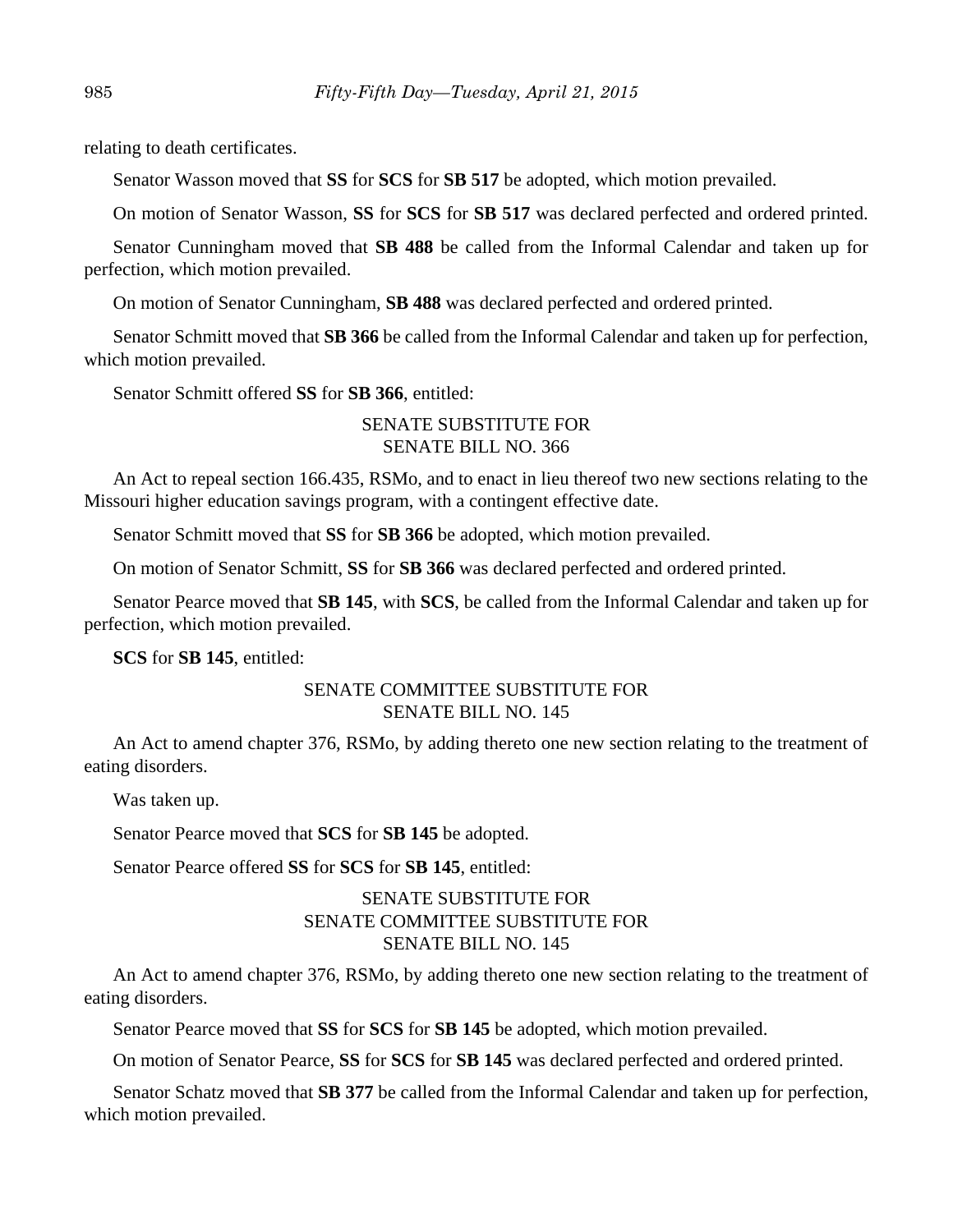relating to death certificates.

Senator Wasson moved that **SS** for **SCS** for **SB 517** be adopted, which motion prevailed.

On motion of Senator Wasson, **SS** for **SCS** for **SB 517** was declared perfected and ordered printed.

Senator Cunningham moved that **SB 488** be called from the Informal Calendar and taken up for perfection, which motion prevailed.

On motion of Senator Cunningham, **SB 488** was declared perfected and ordered printed.

Senator Schmitt moved that **SB 366** be called from the Informal Calendar and taken up for perfection, which motion prevailed.

Senator Schmitt offered **SS** for **SB 366**, entitled:

SENATE SUBSTITUTE FOR
SENATE BILL NO. 366

An Act to repeal section 166.435, RSMo, and to enact in lieu thereof two new sections relating to the Missouri higher education savings program, with a contingent effective date.

Senator Schmitt moved that **SS** for **SB 366** be adopted, which motion prevailed.

On motion of Senator Schmitt, **SS** for **SB 366** was declared perfected and ordered printed.

Senator Pearce moved that **SB 145**, with **SCS**, be called from the Informal Calendar and taken up for perfection, which motion prevailed.

**SCS** for **SB 145**, entitled:

SENATE COMMITTEE SUBSTITUTE FOR
SENATE BILL NO. 145

An Act to amend chapter 376, RSMo, by adding thereto one new section relating to the treatment of eating disorders.

Was taken up.

Senator Pearce moved that **SCS** for **SB 145** be adopted.

Senator Pearce offered **SS** for **SCS** for **SB 145**, entitled:

SENATE SUBSTITUTE FOR
SENATE COMMITTEE SUBSTITUTE FOR
SENATE BILL NO. 145

An Act to amend chapter 376, RSMo, by adding thereto one new section relating to the treatment of eating disorders.

Senator Pearce moved that **SS** for **SCS** for **SB 145** be adopted, which motion prevailed.

On motion of Senator Pearce, **SS** for **SCS** for **SB 145** was declared perfected and ordered printed.

Senator Schatz moved that **SB 377** be called from the Informal Calendar and taken up for perfection, which motion prevailed.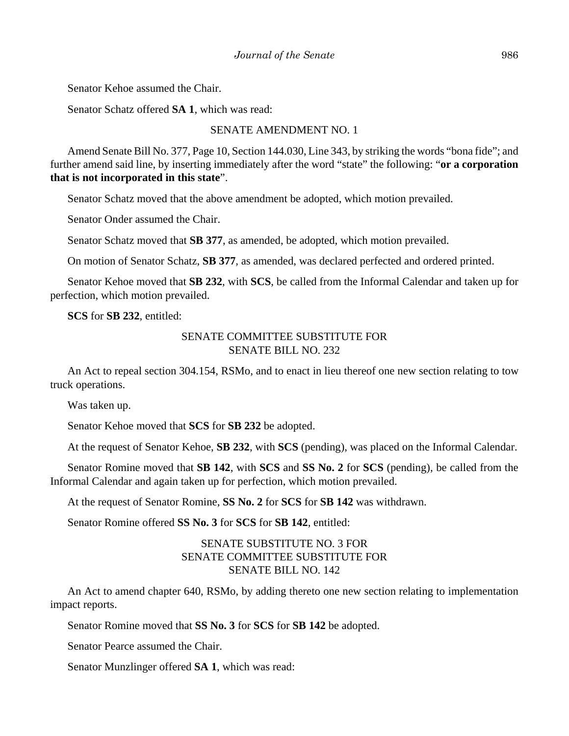Senator Kehoe assumed the Chair.

Senator Schatz offered **SA 1**, which was read:

SENATE AMENDMENT NO. 1

Amend Senate Bill No. 377, Page 10, Section 144.030, Line 343, by striking the words "bona fide"; and further amend said line, by inserting immediately after the word "state" the following: "**or a corporation that is not incorporated in this state**".

Senator Schatz moved that the above amendment be adopted, which motion prevailed.

Senator Onder assumed the Chair.

Senator Schatz moved that **SB 377**, as amended, be adopted, which motion prevailed.

On motion of Senator Schatz, **SB 377**, as amended, was declared perfected and ordered printed.

Senator Kehoe moved that **SB 232**, with **SCS**, be called from the Informal Calendar and taken up for perfection, which motion prevailed.

**SCS** for **SB 232**, entitled:

SENATE COMMITTEE SUBSTITUTE FOR
SENATE BILL NO. 232

An Act to repeal section 304.154, RSMo, and to enact in lieu thereof one new section relating to tow truck operations.

Was taken up.

Senator Kehoe moved that **SCS** for **SB 232** be adopted.

At the request of Senator Kehoe, **SB 232**, with **SCS** (pending), was placed on the Informal Calendar.

Senator Romine moved that **SB 142**, with **SCS** and **SS No. 2** for **SCS** (pending), be called from the Informal Calendar and again taken up for perfection, which motion prevailed.

At the request of Senator Romine, **SS No. 2** for **SCS** for **SB 142** was withdrawn.

Senator Romine offered **SS No. 3** for **SCS** for **SB 142**, entitled:

SENATE SUBSTITUTE NO. 3 FOR
SENATE COMMITTEE SUBSTITUTE FOR
SENATE BILL NO. 142

An Act to amend chapter 640, RSMo, by adding thereto one new section relating to implementation impact reports.

Senator Romine moved that **SS No. 3** for **SCS** for **SB 142** be adopted.

Senator Pearce assumed the Chair.

Senator Munzlinger offered **SA 1**, which was read: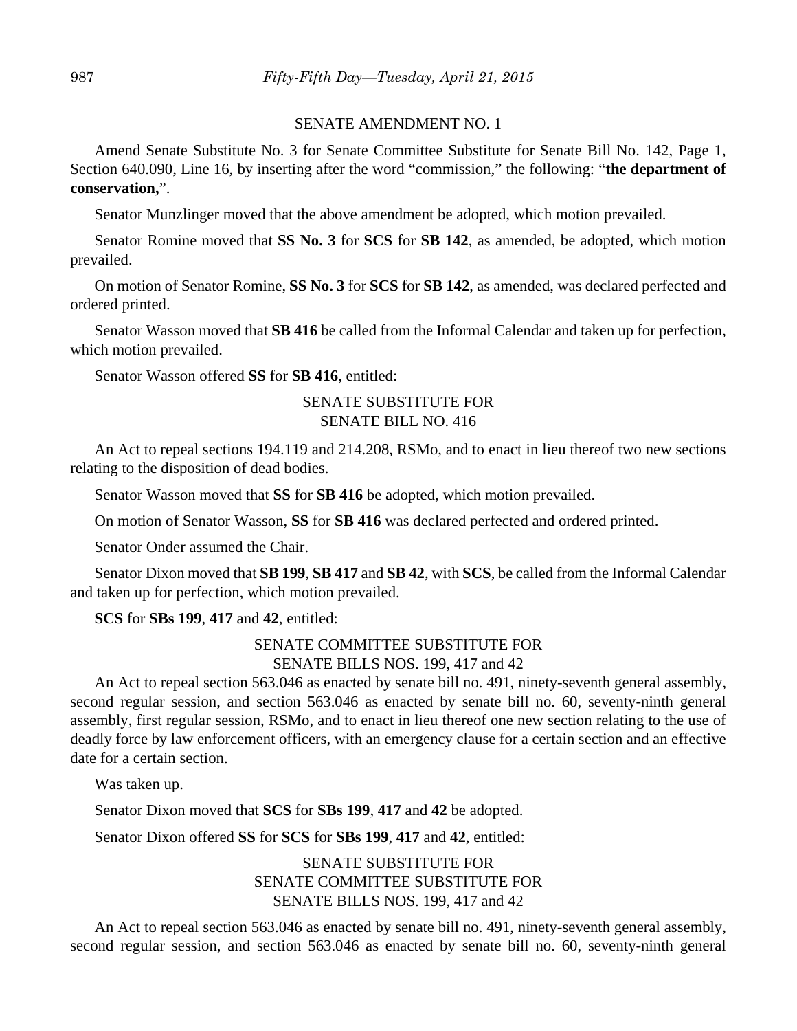SENATE AMENDMENT NO. 1

Amend Senate Substitute No. 3 for Senate Committee Substitute for Senate Bill No. 142, Page 1, Section 640.090, Line 16, by inserting after the word "commission," the following: "**the department of conservation,**".

Senator Munzlinger moved that the above amendment be adopted, which motion prevailed.

Senator Romine moved that **SS No. 3** for **SCS** for **SB 142**, as amended, be adopted, which motion prevailed.

On motion of Senator Romine, **SS No. 3** for **SCS** for **SB 142**, as amended, was declared perfected and ordered printed.

Senator Wasson moved that **SB 416** be called from the Informal Calendar and taken up for perfection, which motion prevailed.

Senator Wasson offered **SS** for **SB 416**, entitled:

SENATE SUBSTITUTE FOR
SENATE BILL NO. 416

An Act to repeal sections 194.119 and 214.208, RSMo, and to enact in lieu thereof two new sections relating to the disposition of dead bodies.

Senator Wasson moved that **SS** for **SB 416** be adopted, which motion prevailed.

On motion of Senator Wasson, **SS** for **SB 416** was declared perfected and ordered printed.

Senator Onder assumed the Chair.

Senator Dixon moved that **SB 199**, **SB 417** and **SB 42**, with **SCS**, be called from the Informal Calendar and taken up for perfection, which motion prevailed.

**SCS** for **SBs 199**, **417** and **42**, entitled:

SENATE COMMITTEE SUBSTITUTE FOR
SENATE BILLS NOS. 199, 417 and 42

An Act to repeal section 563.046 as enacted by senate bill no. 491, ninety-seventh general assembly, second regular session, and section 563.046 as enacted by senate bill no. 60, seventy-ninth general assembly, first regular session, RSMo, and to enact in lieu thereof one new section relating to the use of deadly force by law enforcement officers, with an emergency clause for a certain section and an effective date for a certain section.

Was taken up.

Senator Dixon moved that **SCS** for **SBs 199**, **417** and **42** be adopted.

Senator Dixon offered **SS** for **SCS** for **SBs 199**, **417** and **42**, entitled:

SENATE SUBSTITUTE FOR
SENATE COMMITTEE SUBSTITUTE FOR
SENATE BILLS NOS. 199, 417 and 42

An Act to repeal section 563.046 as enacted by senate bill no. 491, ninety-seventh general assembly, second regular session, and section 563.046 as enacted by senate bill no. 60, seventy-ninth general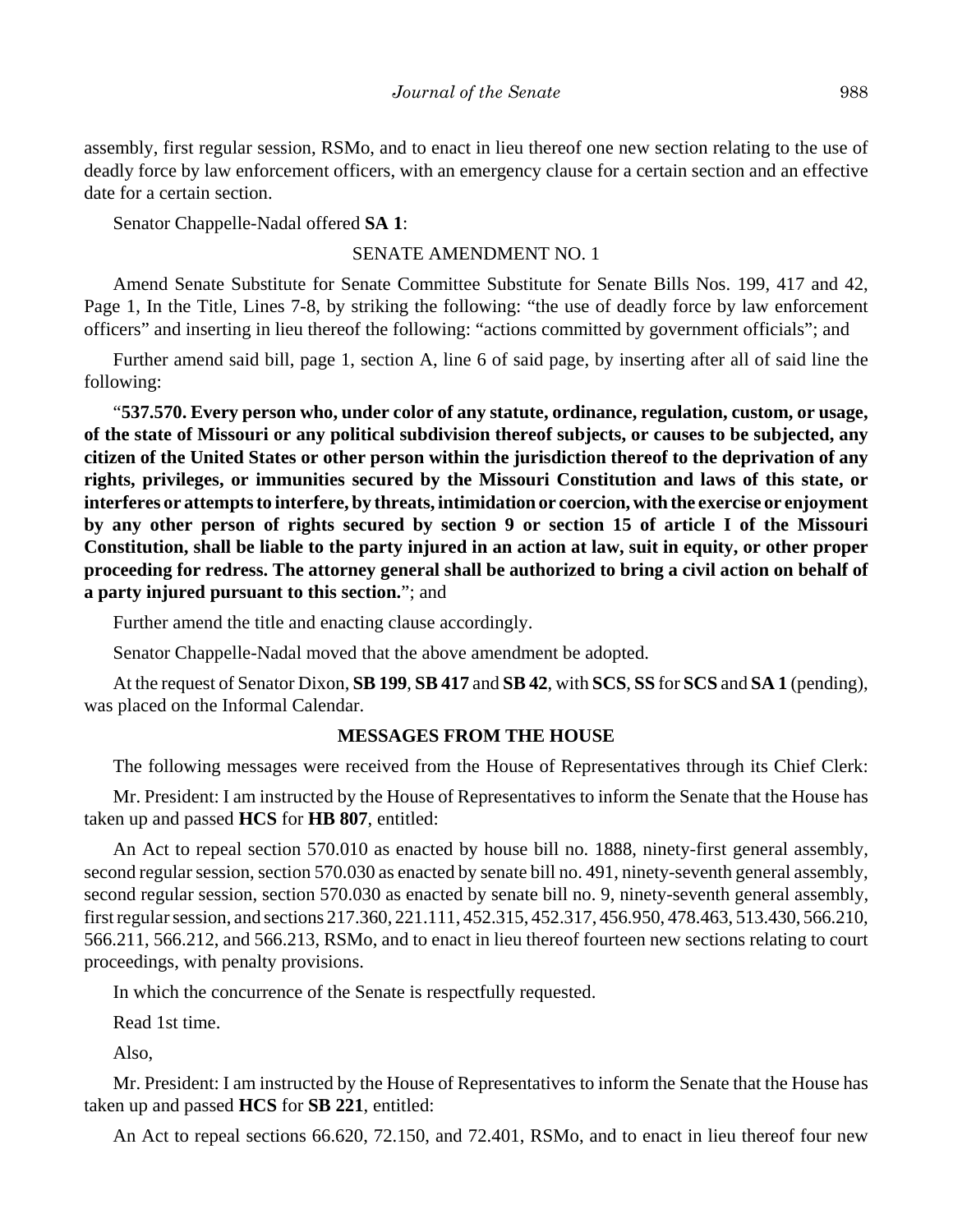assembly, first regular session, RSMo, and to enact in lieu thereof one new section relating to the use of deadly force by law enforcement officers, with an emergency clause for a certain section and an effective date for a certain section.

Senator Chappelle-Nadal offered **SA 1**:

SENATE AMENDMENT NO. 1

Amend Senate Substitute for Senate Committee Substitute for Senate Bills Nos. 199, 417 and 42, Page 1, In the Title, Lines 7-8, by striking the following: "the use of deadly force by law enforcement officers" and inserting in lieu thereof the following: "actions committed by government officials"; and

Further amend said bill, page 1, section A, line 6 of said page, by inserting after all of said line the following:

"**537.570. Every person who, under color of any statute, ordinance, regulation, custom, or usage, of the state of Missouri or any political subdivision thereof subjects, or causes to be subjected, any citizen of the United States or other person within the jurisdiction thereof to the deprivation of any rights, privileges, or immunities secured by the Missouri Constitution and laws of this state, or interferes or attempts to interfere, by threats, intimidation or coercion, with the exercise or enjoyment by any other person of rights secured by section 9 or section 15 of article I of the Missouri Constitution, shall be liable to the party injured in an action at law, suit in equity, or other proper proceeding for redress. The attorney general shall be authorized to bring a civil action on behalf of a party injured pursuant to this section.**"; and

Further amend the title and enacting clause accordingly.

Senator Chappelle-Nadal moved that the above amendment be adopted.

At the request of Senator Dixon, **SB 199**, **SB 417** and **SB 42**, with **SCS**, **SS** for **SCS** and **SA 1** (pending), was placed on the Informal Calendar.

## MESSAGES FROM THE HOUSE

The following messages were received from the House of Representatives through its Chief Clerk:

Mr. President: I am instructed by the House of Representatives to inform the Senate that the House has taken up and passed **HCS** for **HB 807**, entitled:

An Act to repeal section 570.010 as enacted by house bill no. 1888, ninety-first general assembly, second regular session, section 570.030 as enacted by senate bill no. 491, ninety-seventh general assembly, second regular session, section 570.030 as enacted by senate bill no. 9, ninety-seventh general assembly, first regular session, and sections 217.360, 221.111, 452.315, 452.317, 456.950, 478.463, 513.430, 566.210, 566.211, 566.212, and 566.213, RSMo, and to enact in lieu thereof fourteen new sections relating to court proceedings, with penalty provisions.

In which the concurrence of the Senate is respectfully requested.

Read 1st time.

Also,

Mr. President: I am instructed by the House of Representatives to inform the Senate that the House has taken up and passed **HCS** for **SB 221**, entitled:

An Act to repeal sections 66.620, 72.150, and 72.401, RSMo, and to enact in lieu thereof four new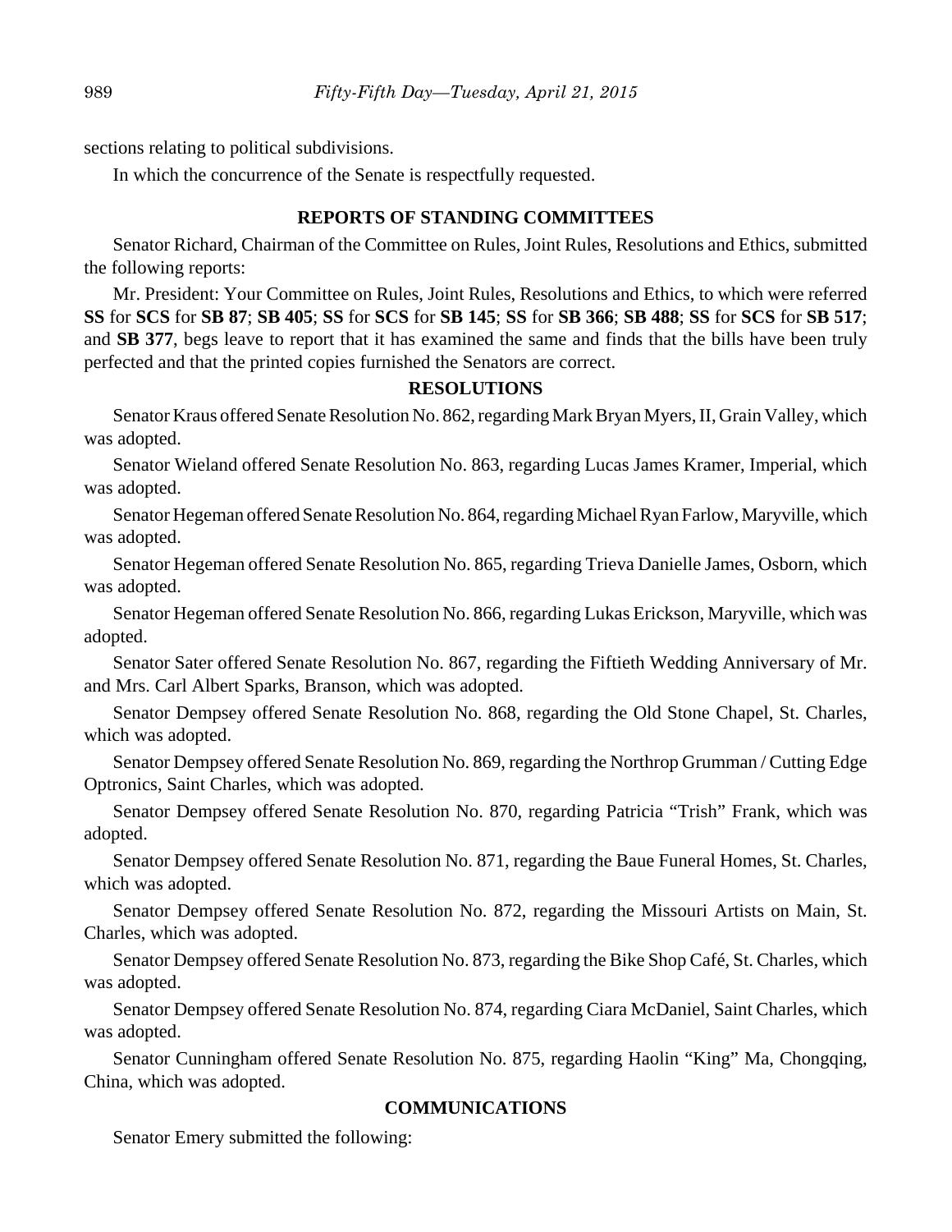sections relating to political subdivisions.

In which the concurrence of the Senate is respectfully requested.

## REPORTS OF STANDING COMMITTEES

Senator Richard, Chairman of the Committee on Rules, Joint Rules, Resolutions and Ethics, submitted the following reports:

Mr. President: Your Committee on Rules, Joint Rules, Resolutions and Ethics, to which were referred **SS** for **SCS** for **SB 87**; **SB 405**; **SS** for **SCS** for **SB 145**; **SS** for **SB 366**; **SB 488**; **SS** for **SCS** for **SB 517**; and **SB 377**, begs leave to report that it has examined the same and finds that the bills have been truly perfected and that the printed copies furnished the Senators are correct.

## RESOLUTIONS

Senator Kraus offered Senate Resolution No. 862, regarding Mark Bryan Myers, II, Grain Valley, which was adopted.

Senator Wieland offered Senate Resolution No. 863, regarding Lucas James Kramer, Imperial, which was adopted.

Senator Hegeman offered Senate Resolution No. 864, regarding Michael Ryan Farlow, Maryville, which was adopted.

Senator Hegeman offered Senate Resolution No. 865, regarding Trieva Danielle James, Osborn, which was adopted.

Senator Hegeman offered Senate Resolution No. 866, regarding Lukas Erickson, Maryville, which was adopted.

Senator Sater offered Senate Resolution No. 867, regarding the Fiftieth Wedding Anniversary of Mr. and Mrs. Carl Albert Sparks, Branson, which was adopted.

Senator Dempsey offered Senate Resolution No. 868, regarding the Old Stone Chapel, St. Charles, which was adopted.

Senator Dempsey offered Senate Resolution No. 869, regarding the Northrop Grumman / Cutting Edge Optronics, Saint Charles, which was adopted.

Senator Dempsey offered Senate Resolution No. 870, regarding Patricia "Trish" Frank, which was adopted.

Senator Dempsey offered Senate Resolution No. 871, regarding the Baue Funeral Homes, St. Charles, which was adopted.

Senator Dempsey offered Senate Resolution No. 872, regarding the Missouri Artists on Main, St. Charles, which was adopted.

Senator Dempsey offered Senate Resolution No. 873, regarding the Bike Shop Café, St. Charles, which was adopted.

Senator Dempsey offered Senate Resolution No. 874, regarding Ciara McDaniel, Saint Charles, which was adopted.

Senator Cunningham offered Senate Resolution No. 875, regarding Haolin "King" Ma, Chongqing, China, which was adopted.

## COMMUNICATIONS

Senator Emery submitted the following: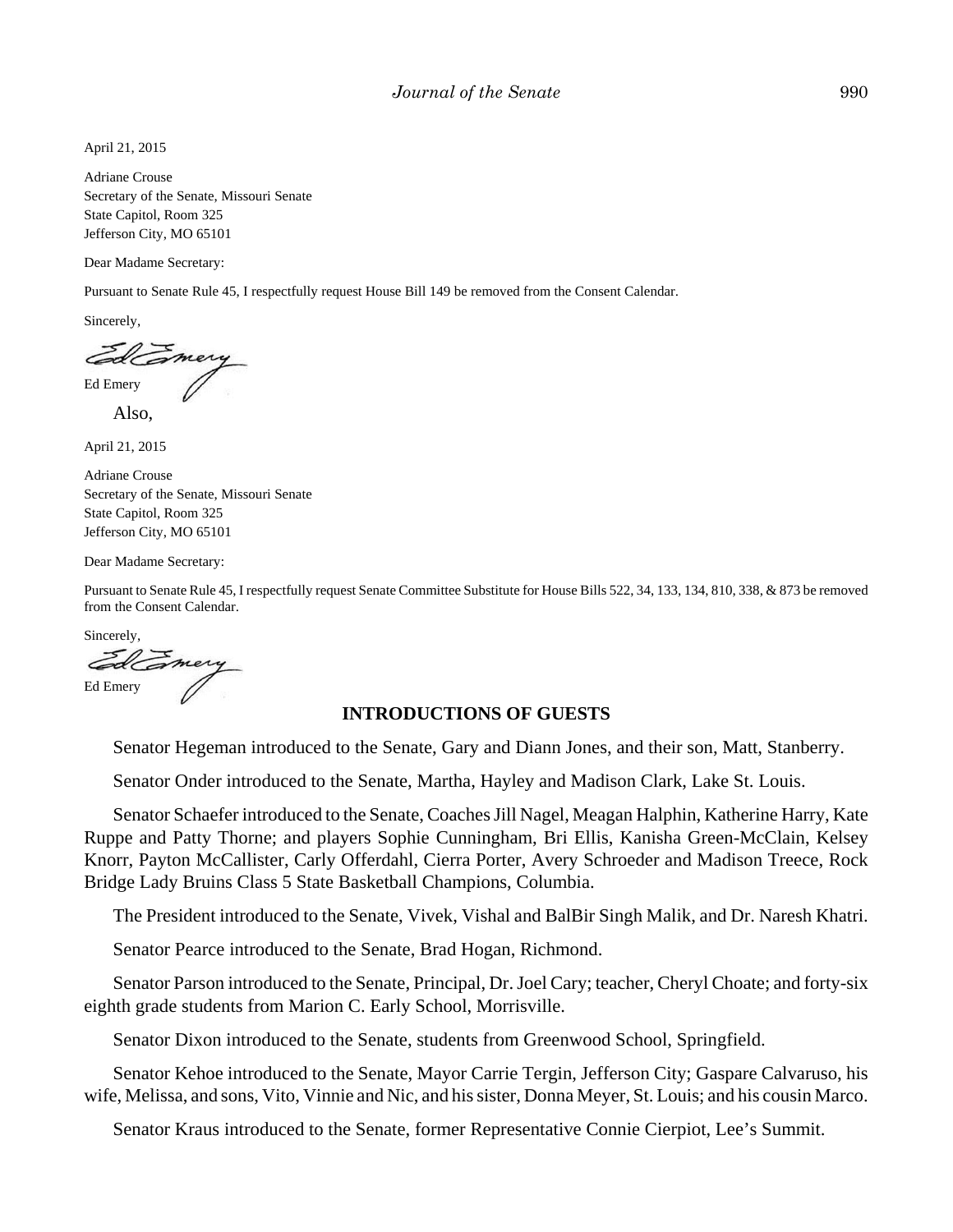April 21, 2015

Adriane Crouse
Secretary of the Senate, Missouri Senate
State Capitol, Room 325
Jefferson City, MO 65101

Dear Madame Secretary:

Pursuant to Senate Rule 45, I respectfully request House Bill 149 be removed from the Consent Calendar.

Sincerely,

Ed Emery

Also,

April 21, 2015

Adriane Crouse
Secretary of the Senate, Missouri Senate
State Capitol, Room 325
Jefferson City, MO 65101

Dear Madame Secretary:

Pursuant to Senate Rule 45, I respectfully request Senate Committee Substitute for House Bills 522, 34, 133, 134, 810, 338, & 873 be removed from the Consent Calendar.

Sincerely,

Ed Emery

## INTRODUCTIONS OF GUESTS

Senator Hegeman introduced to the Senate, Gary and Diann Jones, and their son, Matt, Stanberry.

Senator Onder introduced to the Senate, Martha, Hayley and Madison Clark, Lake St. Louis.

Senator Schaefer introduced to the Senate, Coaches Jill Nagel, Meagan Halphin, Katherine Harry, Kate Ruppe and Patty Thorne; and players Sophie Cunningham, Bri Ellis, Kanisha Green-McClain, Kelsey Knorr, Payton McCallister, Carly Offerdahl, Cierra Porter, Avery Schroeder and Madison Treece, Rock Bridge Lady Bruins Class 5 State Basketball Champions, Columbia.

The President introduced to the Senate, Vivek, Vishal and BalBir Singh Malik, and Dr. Naresh Khatri.

Senator Pearce introduced to the Senate, Brad Hogan, Richmond.

Senator Parson introduced to the Senate, Principal, Dr. Joel Cary; teacher, Cheryl Choate; and forty-six eighth grade students from Marion C. Early School, Morrisville.

Senator Dixon introduced to the Senate, students from Greenwood School, Springfield.

Senator Kehoe introduced to the Senate, Mayor Carrie Tergin, Jefferson City; Gaspare Calvaruso, his wife, Melissa, and sons, Vito, Vinnie and Nic, and his sister, Donna Meyer, St. Louis; and his cousin Marco.

Senator Kraus introduced to the Senate, former Representative Connie Cierpiot, Lee's Summit.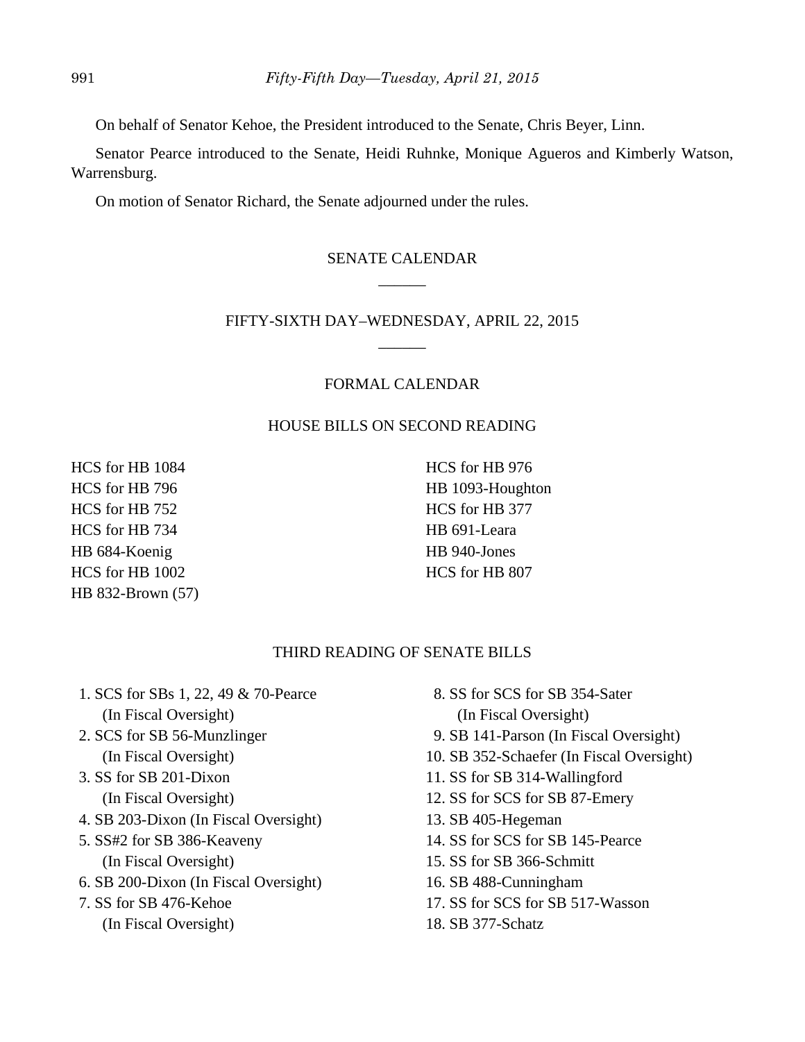On behalf of Senator Kehoe, the President introduced to the Senate, Chris Beyer, Linn.

Senator Pearce introduced to the Senate, Heidi Ruhnke, Monique Agueros and Kimberly Watson, Warrensburg.

On motion of Senator Richard, the Senate adjourned under the rules.

## SENATE CALENDAR

______

## FIFTY-SIXTH DAY–WEDNESDAY, APRIL 22, 2015

______

### FORMAL CALENDAR

### HOUSE BILLS ON SECOND READING

HCS for HB 1084
HCS for HB 796
HCS for HB 752
HCS for HB 734
HB 684-Koenig
HCS for HB 1002
HB 832-Brown (57)
HCS for HB 976
HB 1093-Houghton
HCS for HB 377
HB 691-Leara
HB 940-Jones
HCS for HB 807

### THIRD READING OF SENATE BILLS

1. SCS for SBs 1, 22, 49 & 70-Pearce (In Fiscal Oversight)
2. SCS for SB 56-Munzlinger (In Fiscal Oversight)
3. SS for SB 201-Dixon (In Fiscal Oversight)
4. SB 203-Dixon (In Fiscal Oversight)
5. SS#2 for SB 386-Keaveny (In Fiscal Oversight)
6. SB 200-Dixon (In Fiscal Oversight)
7. SS for SB 476-Kehoe (In Fiscal Oversight)
8. SS for SCS for SB 354-Sater (In Fiscal Oversight)
9. SB 141-Parson (In Fiscal Oversight)
10. SB 352-Schaefer (In Fiscal Oversight)
11. SS for SB 314-Wallingford
12. SS for SCS for SB 87-Emery
13. SB 405-Hegeman
14. SS for SCS for SB 145-Pearce
15. SS for SB 366-Schmitt
16. SB 488-Cunningham
17. SS for SCS for SB 517-Wasson
18. SB 377-Schatz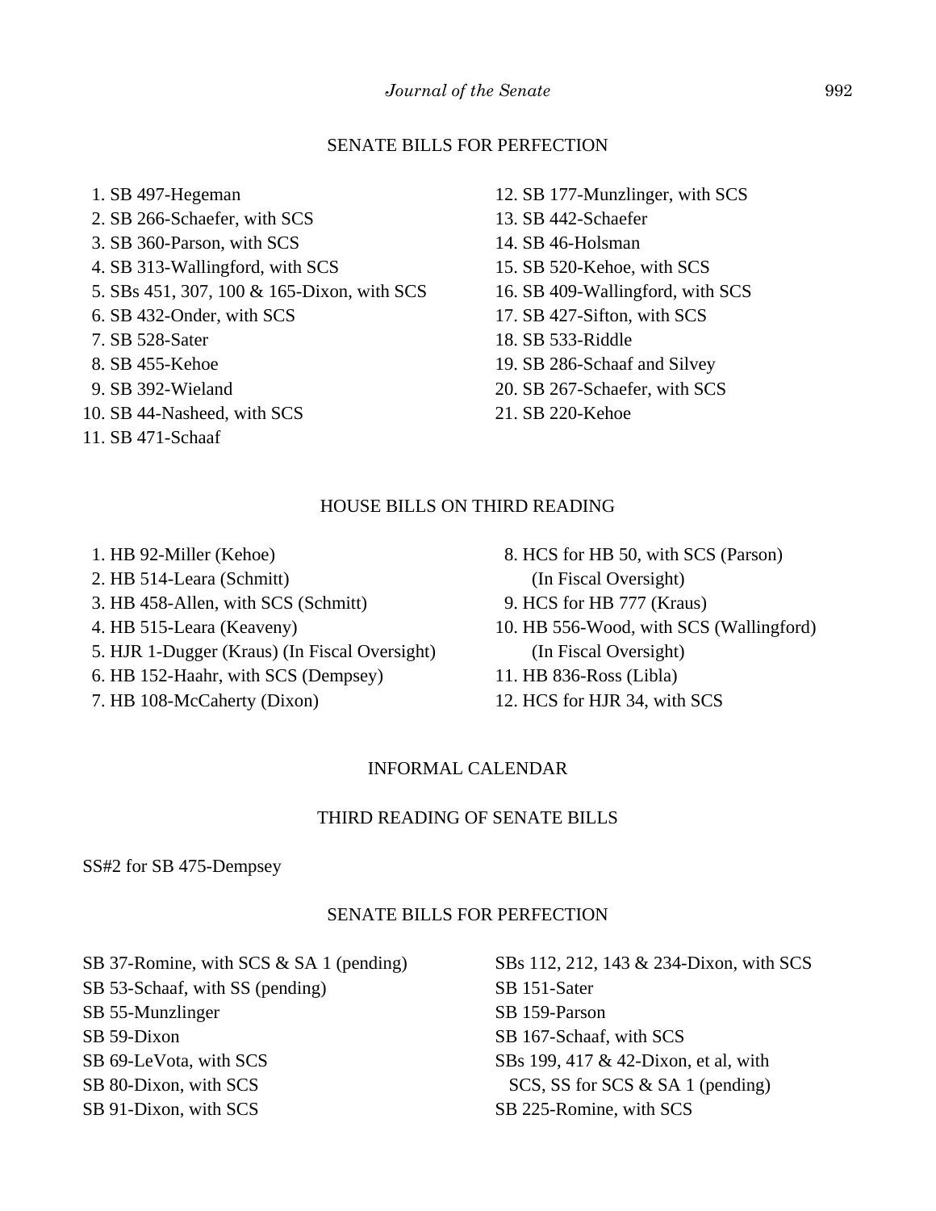## SENATE BILLS FOR PERFECTION

1. SB 497-Hegeman
2. SB 266-Schaefer, with SCS
3. SB 360-Parson, with SCS
4. SB 313-Wallingford, with SCS
5. SBs 451, 307, 100 & 165-Dixon, with SCS
6. SB 432-Onder, with SCS
7. SB 528-Sater
8. SB 455-Kehoe
9. SB 392-Wieland
10. SB 44-Nasheed, with SCS
11. SB 471-Schaaf
12. SB 177-Munzlinger, with SCS
13. SB 442-Schaefer
14. SB 46-Holsman
15. SB 520-Kehoe, with SCS
16. SB 409-Wallingford, with SCS
17. SB 427-Sifton, with SCS
18. SB 533-Riddle
19. SB 286-Schaaf and Silvey
20. SB 267-Schaefer, with SCS
21. SB 220-Kehoe

## HOUSE BILLS ON THIRD READING

1. HB 92-Miller (Kehoe)
2. HB 514-Leara (Schmitt)
3. HB 458-Allen, with SCS (Schmitt)
4. HB 515-Leara (Keaveny)
5. HJR 1-Dugger (Kraus) (In Fiscal Oversight)
6. HB 152-Haahr, with SCS (Dempsey)
7. HB 108-McCaherty (Dixon)
8. HCS for HB 50, with SCS (Parson) (In Fiscal Oversight)
9. HCS for HB 777 (Kraus)
10. HB 556-Wood, with SCS (Wallingford) (In Fiscal Oversight)
11. HB 836-Ross (Libla)
12. HCS for HJR 34, with SCS

## INFORMAL CALENDAR

### THIRD READING OF SENATE BILLS

SS#2 for SB 475-Dempsey

### SENATE BILLS FOR PERFECTION

SB 37-Romine, with SCS & SA 1 (pending)
SB 53-Schaaf, with SS (pending)
SB 55-Munzlinger
SB 59-Dixon
SB 69-LeVota, with SCS
SB 80-Dixon, with SCS
SB 91-Dixon, with SCS
SBs 112, 212, 143 & 234-Dixon, with SCS
SB 151-Sater
SB 159-Parson
SB 167-Schaaf, with SCS
SBs 199, 417 & 42-Dixon, et al, with SCS, SS for SCS & SA 1 (pending)
SB 225-Romine, with SCS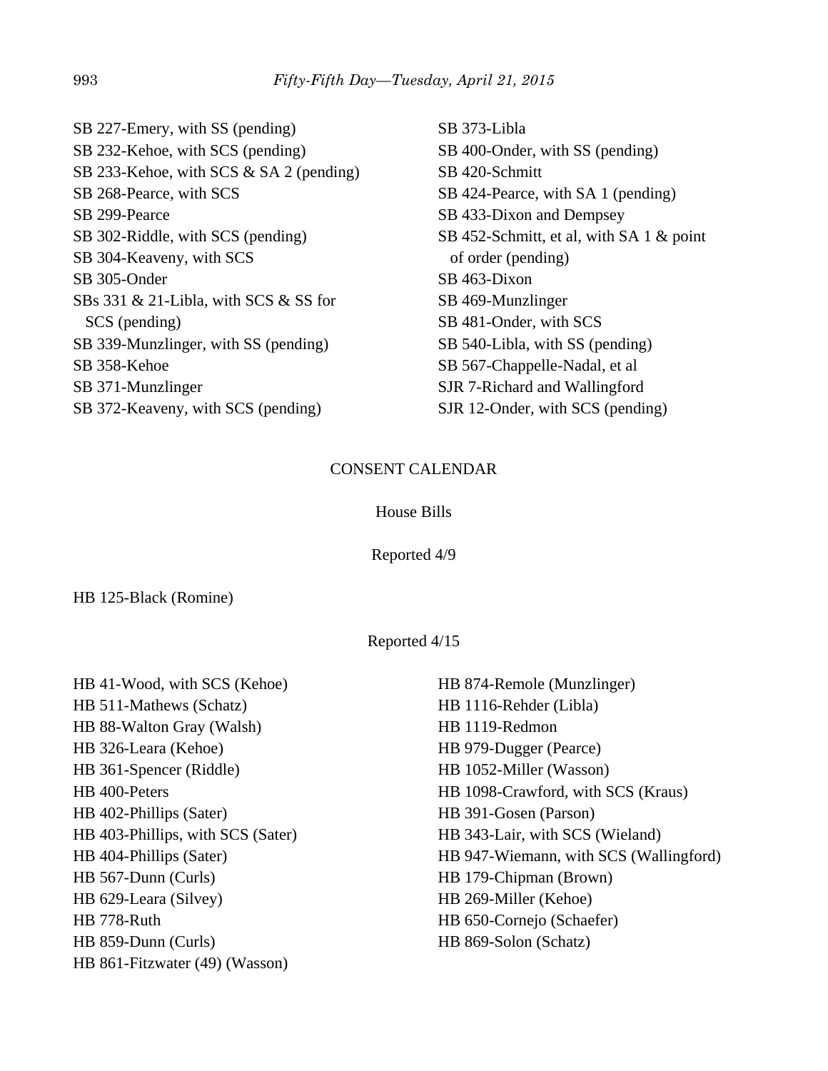SB 227-Emery, with SS (pending)
SB 232-Kehoe, with SCS (pending)
SB 233-Kehoe, with SCS & SA 2 (pending)
SB 268-Pearce, with SCS
SB 299-Pearce
SB 302-Riddle, with SCS (pending)
SB 304-Keaveny, with SCS
SB 305-Onder
SBs 331 & 21-Libla, with SCS & SS for SCS (pending)
SB 339-Munzlinger, with SS (pending)
SB 358-Kehoe
SB 371-Munzlinger
SB 372-Keaveny, with SCS (pending)
SB 373-Libla
SB 400-Onder, with SS (pending)
SB 420-Schmitt
SB 424-Pearce, with SA 1 (pending)
SB 433-Dixon and Dempsey
SB 452-Schmitt, et al, with SA 1 & point of order (pending)
SB 463-Dixon
SB 469-Munzlinger
SB 481-Onder, with SCS
SB 540-Libla, with SS (pending)
SB 567-Chappelle-Nadal, et al
SJR 7-Richard and Wallingford
SJR 12-Onder, with SCS (pending)

## CONSENT CALENDAR

### House Bills

#### Reported 4/9

HB 125-Black (Romine)

#### Reported 4/15

HB 41-Wood, with SCS (Kehoe)
HB 511-Mathews (Schatz)
HB 88-Walton Gray (Walsh)
HB 326-Leara (Kehoe)
HB 361-Spencer (Riddle)
HB 400-Peters
HB 402-Phillips (Sater)
HB 403-Phillips, with SCS (Sater)
HB 404-Phillips (Sater)
HB 567-Dunn (Curls)
HB 629-Leara (Silvey)
HB 778-Ruth
HB 859-Dunn (Curls)
HB 861-Fitzwater (49) (Wasson)
HB 874-Remole (Munzlinger)
HB 1116-Rehder (Libla)
HB 1119-Redmon
HB 979-Dugger (Pearce)
HB 1052-Miller (Wasson)
HB 1098-Crawford, with SCS (Kraus)
HB 391-Gosen (Parson)
HB 343-Lair, with SCS (Wieland)
HB 947-Wiemann, with SCS (Wallingford)
HB 179-Chipman (Brown)
HB 269-Miller (Kehoe)
HB 650-Cornejo (Schaefer)
HB 869-Solon (Schatz)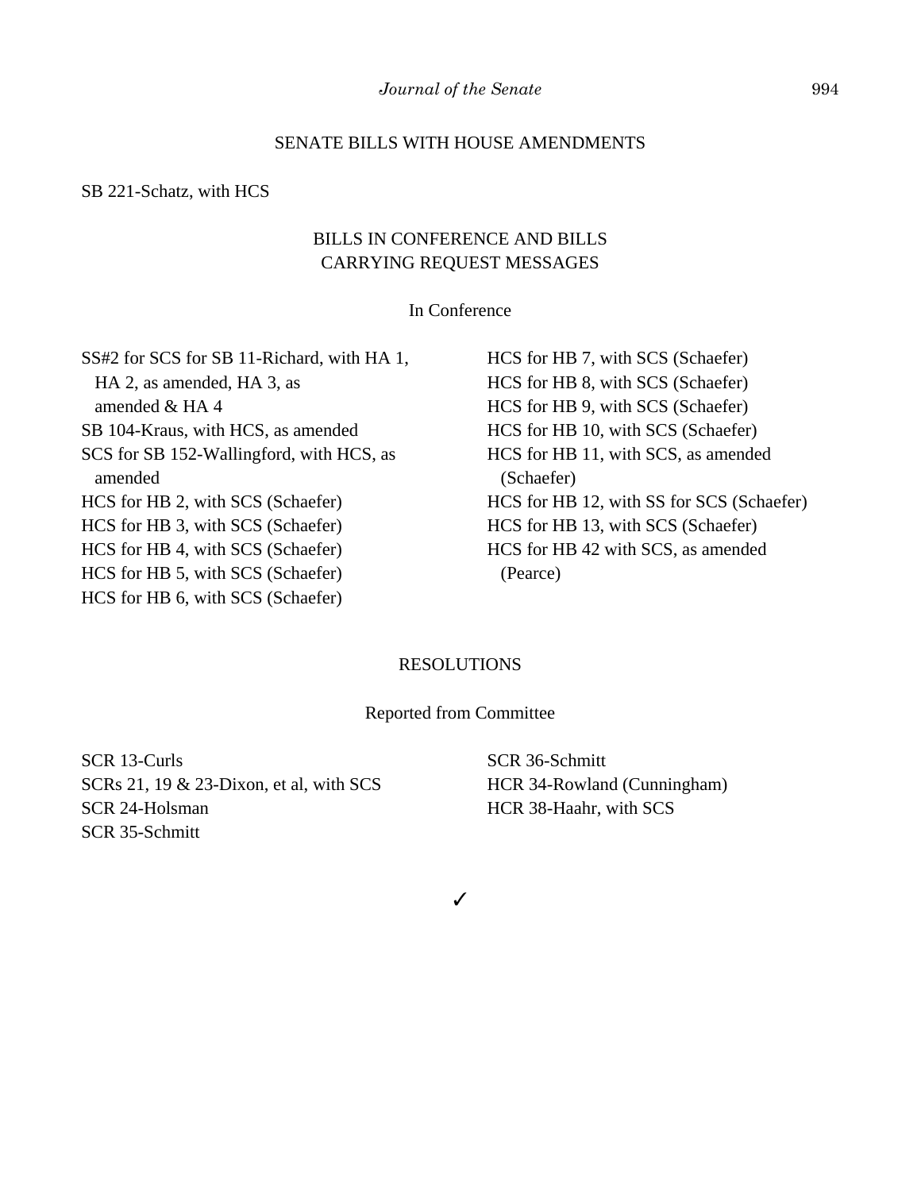## SENATE BILLS WITH HOUSE AMENDMENTS

SB 221-Schatz, with HCS

## BILLS IN CONFERENCE AND BILLS CARRYING REQUEST MESSAGES

### In Conference

SS#2 for SCS for SB 11-Richard, with HA 1, HA 2, as amended, HA 3, as amended & HA 4
SB 104-Kraus, with HCS, as amended
SCS for SB 152-Wallingford, with HCS, as amended
HCS for HB 2, with SCS (Schaefer)
HCS for HB 3, with SCS (Schaefer)
HCS for HB 4, with SCS (Schaefer)
HCS for HB 5, with SCS (Schaefer)
HCS for HB 6, with SCS (Schaefer)
HCS for HB 7, with SCS (Schaefer)
HCS for HB 8, with SCS (Schaefer)
HCS for HB 9, with SCS (Schaefer)
HCS for HB 10, with SCS (Schaefer)
HCS for HB 11, with SCS, as amended (Schaefer)
HCS for HB 12, with SS for SCS (Schaefer)
HCS for HB 13, with SCS (Schaefer)
HCS for HB 42 with SCS, as amended (Pearce)

## RESOLUTIONS

### Reported from Committee

SCR 13-Curls
SCRs 21, 19 & 23-Dixon, et al, with SCS
SCR 24-Holsman
SCR 35-Schmitt
SCR 36-Schmitt
HCR 34-Rowland (Cunningham)
HCR 38-Haahr, with SCS

✓